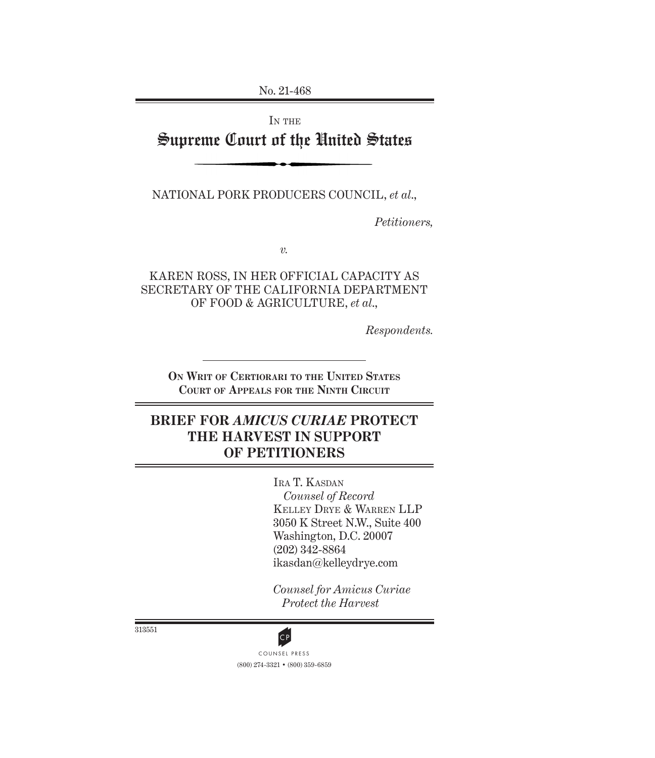No. 21-468

IN THE

# Supreme Court of the United States

NATIONAL PORK PRODUCERS COUNCIL, *et al.*,

*Petitioners,*

*v.*

KAREN ROSS, IN HER OFFICIAL CAPACITY AS SECRETARY OF THE CALIFORNIA DEPARTMENT OF FOOD & AGRICULTURE, *et al.*,

*Respondents.*

**ON WRIT OF CERTIORARI TO THE UNITED STATES COURT OF APPEALS FOR THE NINTH CIRCUIT**

## BRIEF FOR *AMICUS CURIAE* PROTECT THE HARVEST IN SUPPORT OF PETITIONERS

IRA T. KASDAN
*Counsel of Record*
KELLEY DRYE & WARREN LLP
3050 K Street N.W., Suite 400
Washington, D.C. 20007
(202) 342-8864
ikasdan@kelleydrye.com

*Counsel for Amicus Curiae Protect the Harvest*

313551

COUNSEL PRESS
(800) 274-3321 • (800) 359-6859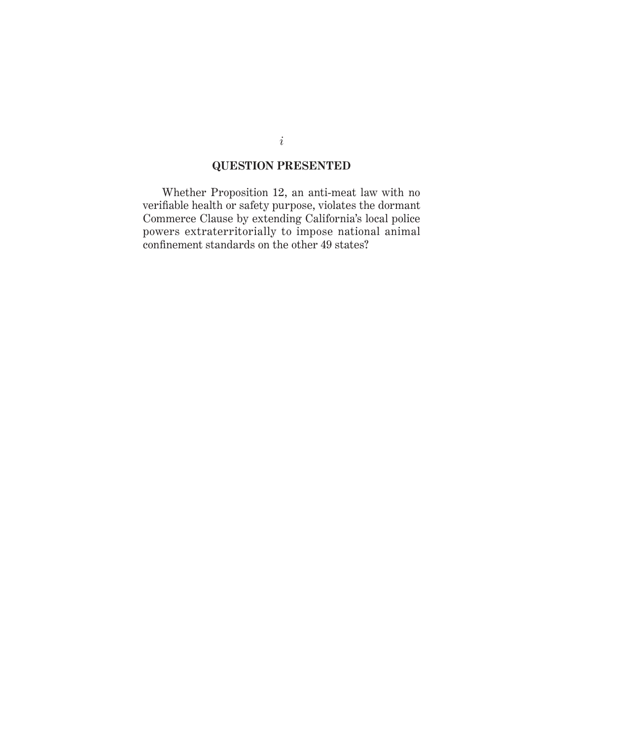## QUESTION PRESENTED

Whether Proposition 12, an anti-meat law with no verifiable health or safety purpose, violates the dormant Commerce Clause by extending California's local police powers extraterritorially to impose national animal confinement standards on the other 49 states?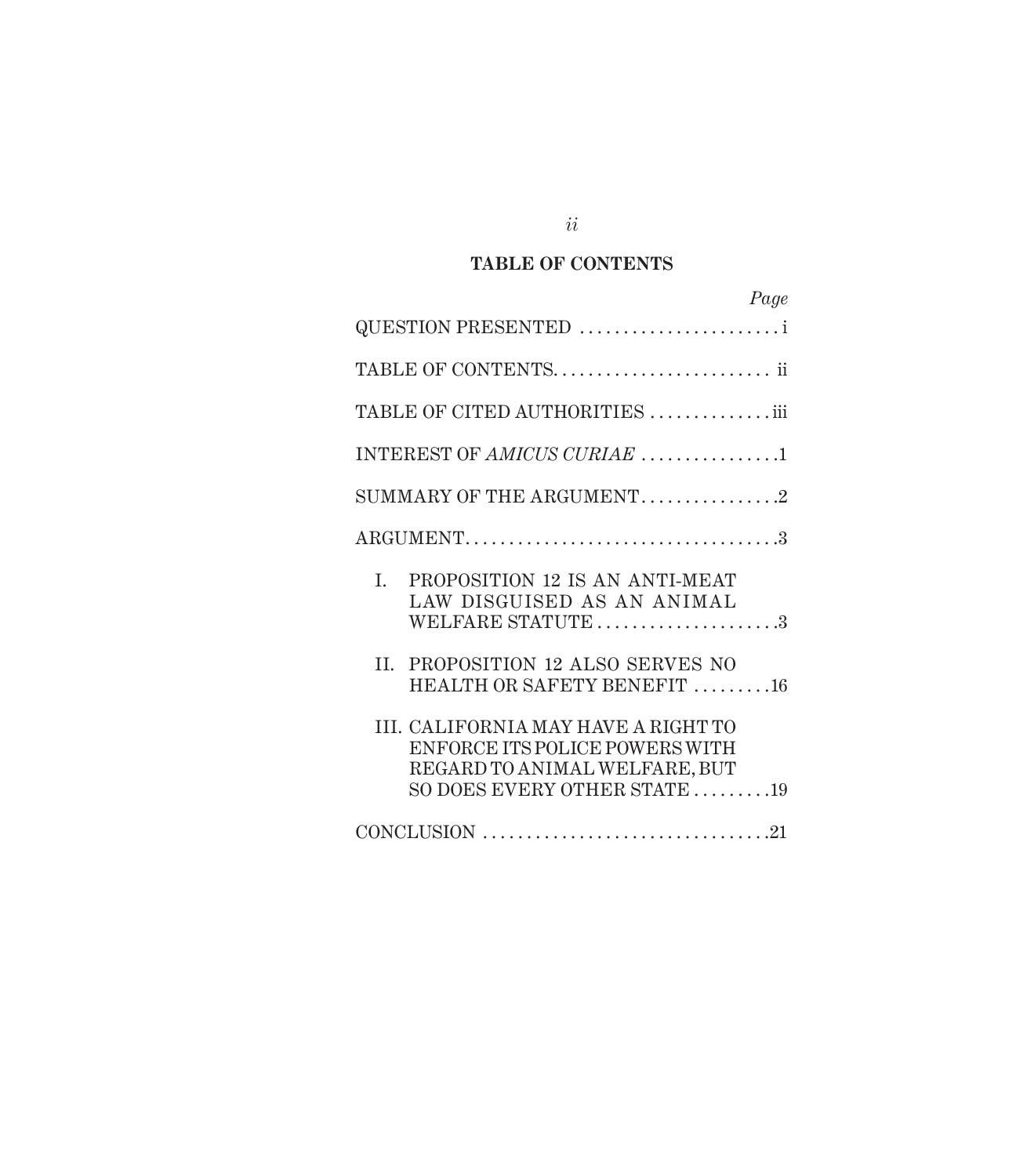## TABLE OF CONTENTS

| | Page |
|---|---|
| QUESTION PRESENTED | i |
| TABLE OF CONTENTS | ii |
| TABLE OF CITED AUTHORITIES | iii |
| INTEREST OF *AMICUS CURIAE* | 1 |
| SUMMARY OF THE ARGUMENT | 2 |
| ARGUMENT | 3 |
| I. PROPOSITION 12 IS AN ANTI-MEAT LAW DISGUISED AS AN ANIMAL WELFARE STATUTE | 3 |
| II. PROPOSITION 12 ALSO SERVES NO HEALTH OR SAFETY BENEFIT | 16 |
| III. CALIFORNIA MAY HAVE A RIGHT TO ENFORCE ITS POLICE POWERS WITH REGARD TO ANIMAL WELFARE, BUT SO DOES EVERY OTHER STATE | 19 |
| CONCLUSION | 21 |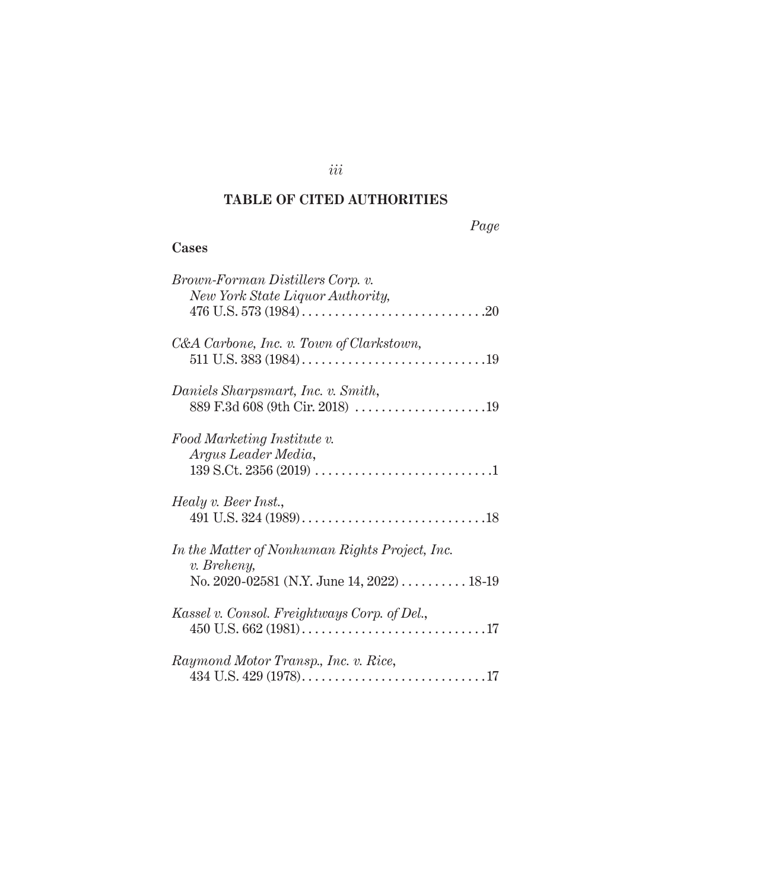## TABLE OF CITED AUTHORITIES

*Page*

**Cases**

*Brown-Forman Distillers Corp. v. New York State Liquor Authority,*
476 U.S. 573 (1984) . . . . . . . . . . . . . . . . . . . . . . . . . . . .20

*C&A Carbone, Inc. v. Town of Clarkstown,*
511 U.S. 383 (1984) . . . . . . . . . . . . . . . . . . . . . . . . . . . .19

*Daniels Sharpsmart, Inc. v. Smith,*
889 F.3d 608 (9th Cir. 2018) . . . . . . . . . . . . . . . . . . . .19

*Food Marketing Institute v. Argus Leader Media,*
139 S.Ct. 2356 (2019) . . . . . . . . . . . . . . . . . . . . . . . . . . .1

*Healy v. Beer Inst.,*
491 U.S. 324 (1989) . . . . . . . . . . . . . . . . . . . . . . . . . . . .18

*In the Matter of Nonhuman Rights Project, Inc. v. Breheny,*
No. 2020-02581 (N.Y. June 14, 2022) . . . . . . . . . . 18-19

*Kassel v. Consol. Freightways Corp. of Del.,*
450 U.S. 662 (1981) . . . . . . . . . . . . . . . . . . . . . . . . . . . .17

*Raymond Motor Transp., Inc. v. Rice,*
434 U.S. 429 (1978) . . . . . . . . . . . . . . . . . . . . . . . . . . . .17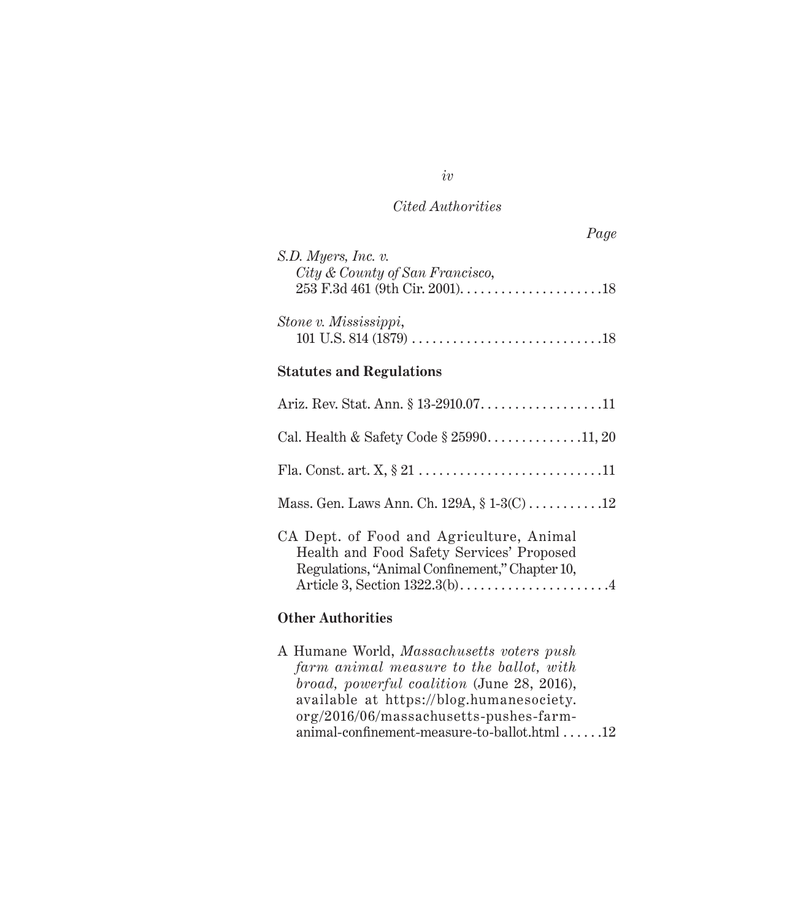*Cited Authorities*

*Page*

*S.D. Myers, Inc. v. City & County of San Francisco*, 253 F.3d 461 (9th Cir. 2001). . . . . . . . . . . . . . . . . . . . . .18

*Stone v. Mississippi*, 101 U.S. 814 (1879) . . . . . . . . . . . . . . . . . . . . . . . . . . . .18

**Statutes and Regulations**

Ariz. Rev. Stat. Ann. § 13-2910.07. . . . . . . . . . . . . . . . . . .11

Cal. Health & Safety Code § 25990. . . . . . . . . . . . . .11, 20

Fla. Const. art. X, § 21 . . . . . . . . . . . . . . . . . . . . . . . . . . .11

Mass. Gen. Laws Ann. Ch. 129A, § 1-3(C) . . . . . . . . . . .12

CA Dept. of Food and Agriculture, Animal Health and Food Safety Services' Proposed Regulations, "Animal Confinement," Chapter 10, Article 3, Section 1322.3(b) . . . . . . . . . . . . . . . . . . . . . .4

**Other Authorities**

A Humane World, *Massachusetts voters push farm animal measure to the ballot, with broad, powerful coalition* (June 28, 2016), available at https://blog.humanesociety.org/2016/06/massachusetts-pushes-farm-animal-confinement-measure-to-ballot.html . . . . . .12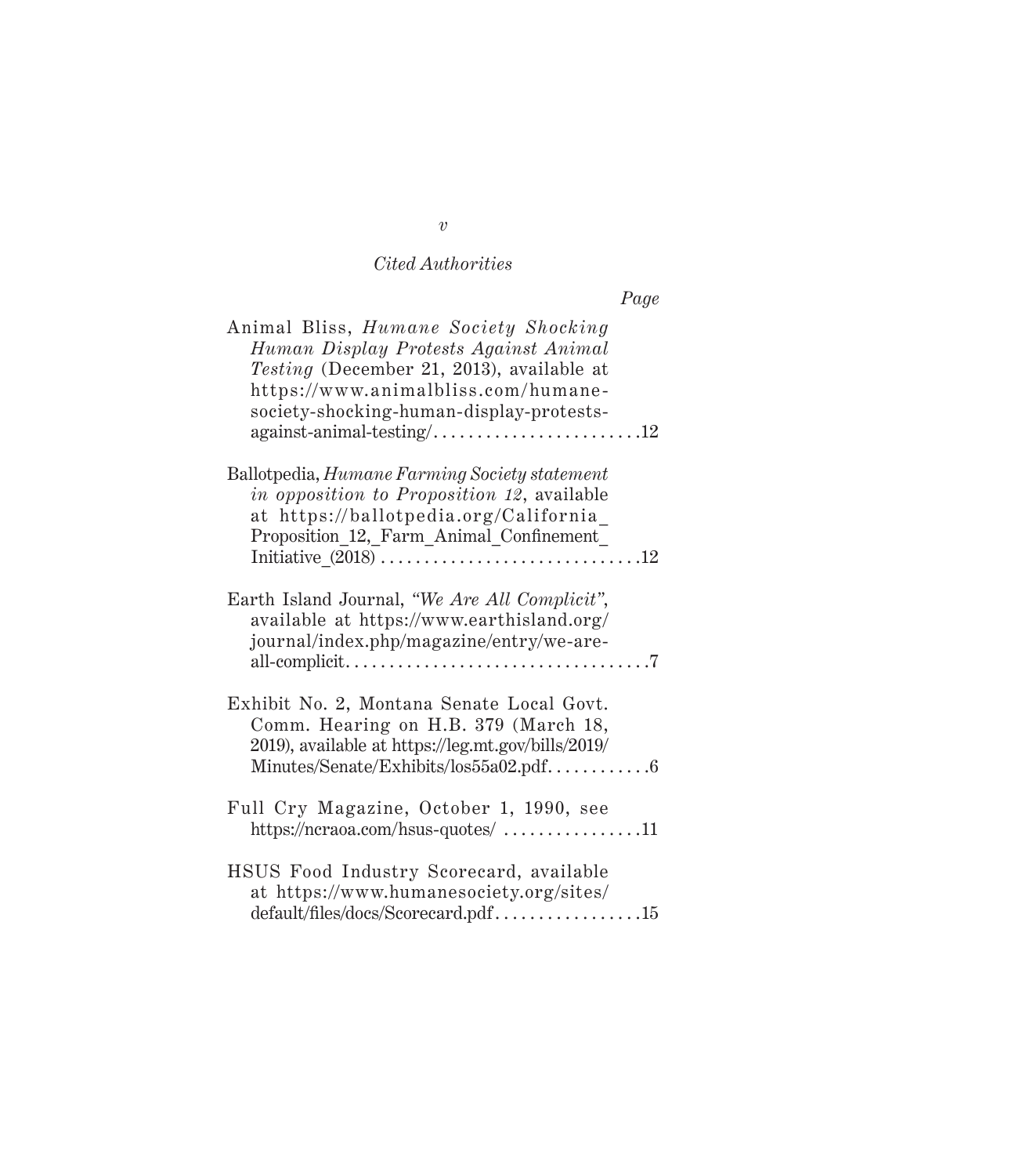*Cited Authorities*

*Page*

Animal Bliss, *Humane Society Shocking Human Display Protests Against Animal Testing* (December 21, 2013), available at https://www.animalbliss.com/humane-society-shocking-human-display-protests-against-animal-testing/ . . . . . . . . . . . . . . . . . . . . . . . .12

Ballotpedia, *Humane Farming Society statement in opposition to Proposition 12*, available at https://ballotpedia.org/California_Proposition_12,_Farm_Animal_Confinement_Initiative_(2018) . . . . . . . . . . . . . . . . . . . . . . . . . . . . . .12

Earth Island Journal, *"We Are All Complicit"*, available at https://www.earthisland.org/journal/index.php/magazine/entry/we-are-all-complicit. . . . . . . . . . . . . . . . . . . . . . . . . . . . . . . . . . .7

Exhibit No. 2, Montana Senate Local Govt. Comm. Hearing on H.B. 379 (March 18, 2019), available at https://leg.mt.gov/bills/2019/Minutes/Senate/Exhibits/los55a02.pdf. . . . . . . . . . . .6

Full Cry Magazine, October 1, 1990, see https://ncraoa.com/hsus-quotes/ . . . . . . . . . . . . . . . .11

HSUS Food Industry Scorecard, available at https://www.humanesociety.org/sites/default/files/docs/Scorecard.pdf . . . . . . . . . . . . . . . . .15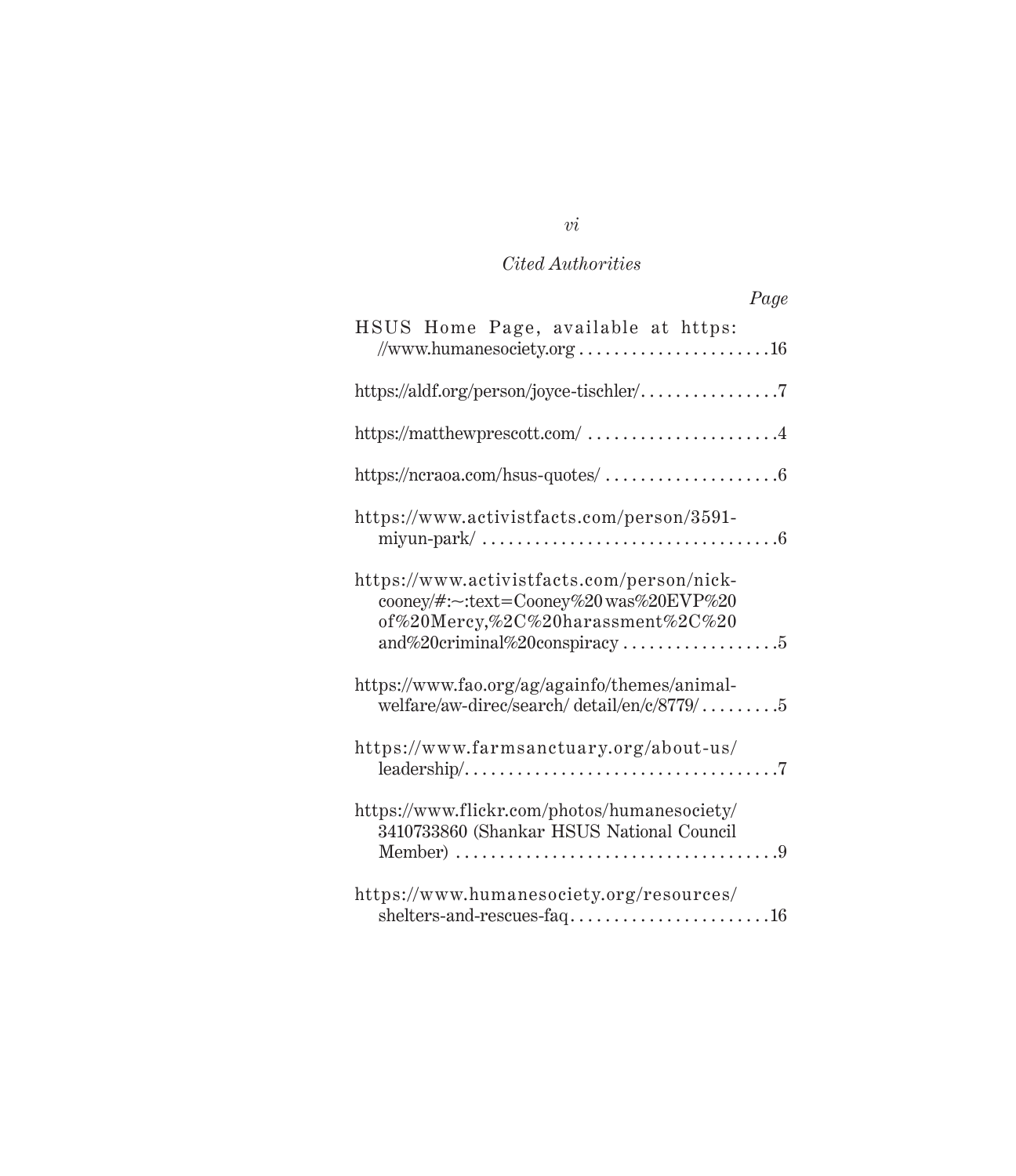*Cited Authorities*

*Page*

HSUS Home Page, available at https://www.humanesociety.org . . . . . . . . . . . . . . . . . . . . . . 16

https://aldf.org/person/joyce-tischler/. . . . . . . . . . . . . . . . 7

https://matthewprescott.com/ . . . . . . . . . . . . . . . . . . . . . . 4

https://ncraoa.com/hsus-quotes/ . . . . . . . . . . . . . . . . . . . . 6

https://www.activistfacts.com/person/3591-miyun-park/ . . . . . . . . . . . . . . . . . . . . . . . . . . . . . . . . . . 6

https://www.activistfacts.com/person/nick-cooney/#:~:text=Cooney%20was%20EVP%20of%20Mercy,%2C%20harassment%2C%20and%20criminal%20conspiracy . . . . . . . . . . . . . . . . . . 5

https://www.fao.org/ag/againfo/themes/animal-welfare/aw-direc/search/ detail/en/c/8779/ . . . . . . . . . 5

https://www.farmsanctuary.org/about-us/leadership/. . . . . . . . . . . . . . . . . . . . . . . . . . . . . . . . . . . . 7

https://www.flickr.com/photos/humanesociety/3410733860 (Shankar HSUS National Council Member) . . . . . . . . . . . . . . . . . . . . . . . . . . . . . . . . . . . . 9

https://www.humanesociety.org/resources/shelters-and-rescues-faq. . . . . . . . . . . . . . . . . . . . . . . 16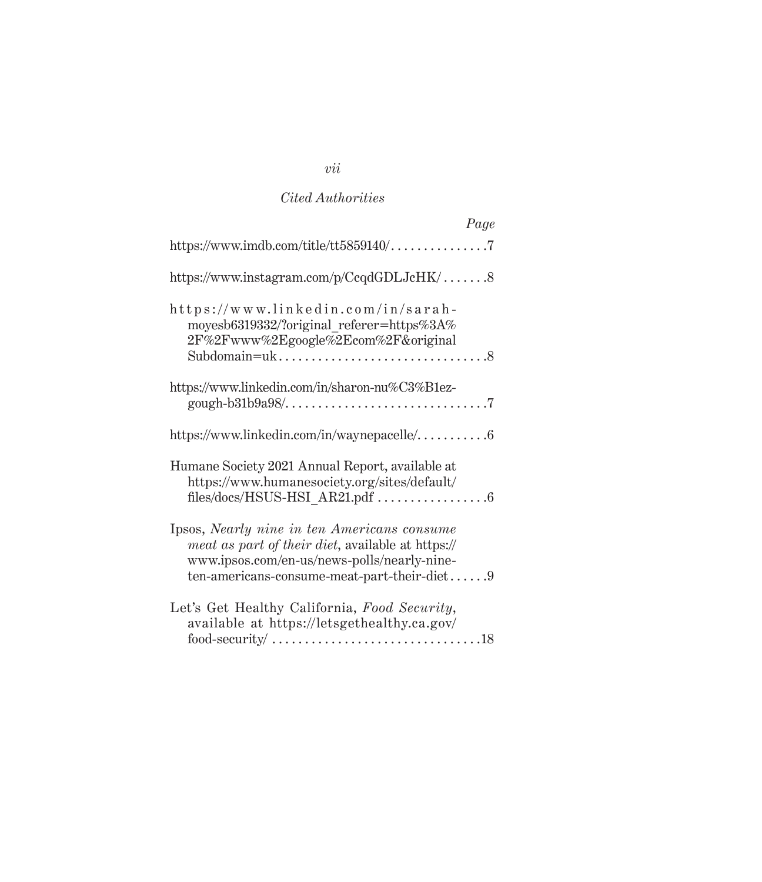*Cited Authorities*

*Page*

https://www.imdb.com/title/tt5859140/ . . . . . . . . . . . . . . .7

https://www.instagram.com/p/CcqdGDLJcHK/ . . . . . . .8

https://www.linkedin.com/in/sarah-moyesb6319332/?original_referer=https%3A%2F%2Fwww%2Egoogle%2Ecom%2F&originalSubdomain=uk . . . . . . . . . . . . . . . . . . . . . . . . . . . . . . . .8

https://www.linkedin.com/in/sharon-nu%C3%B1ez-gough-b31b9a98/. . . . . . . . . . . . . . . . . . . . . . . . . . . . . . .7

https://www.linkedin.com/in/waynepacelle/. . . . . . . . . . .6

Humane Society 2021 Annual Report, available at https://www.humanesociety.org/sites/default/files/docs/HSUS-HSI_AR21.pdf . . . . . . . . . . . . . . . . .6

Ipsos, *Nearly nine in ten Americans consume meat as part of their diet*, available at https://www.ipsos.com/en-us/news-polls/nearly-nine-ten-americans-consume-meat-part-their-diet . . . . . .9

Let's Get Healthy California, *Food Security*, available at https://letsgethealthy.ca.gov/food-security/ . . . . . . . . . . . . . . . . . . . . . . . . . . . . . . . .18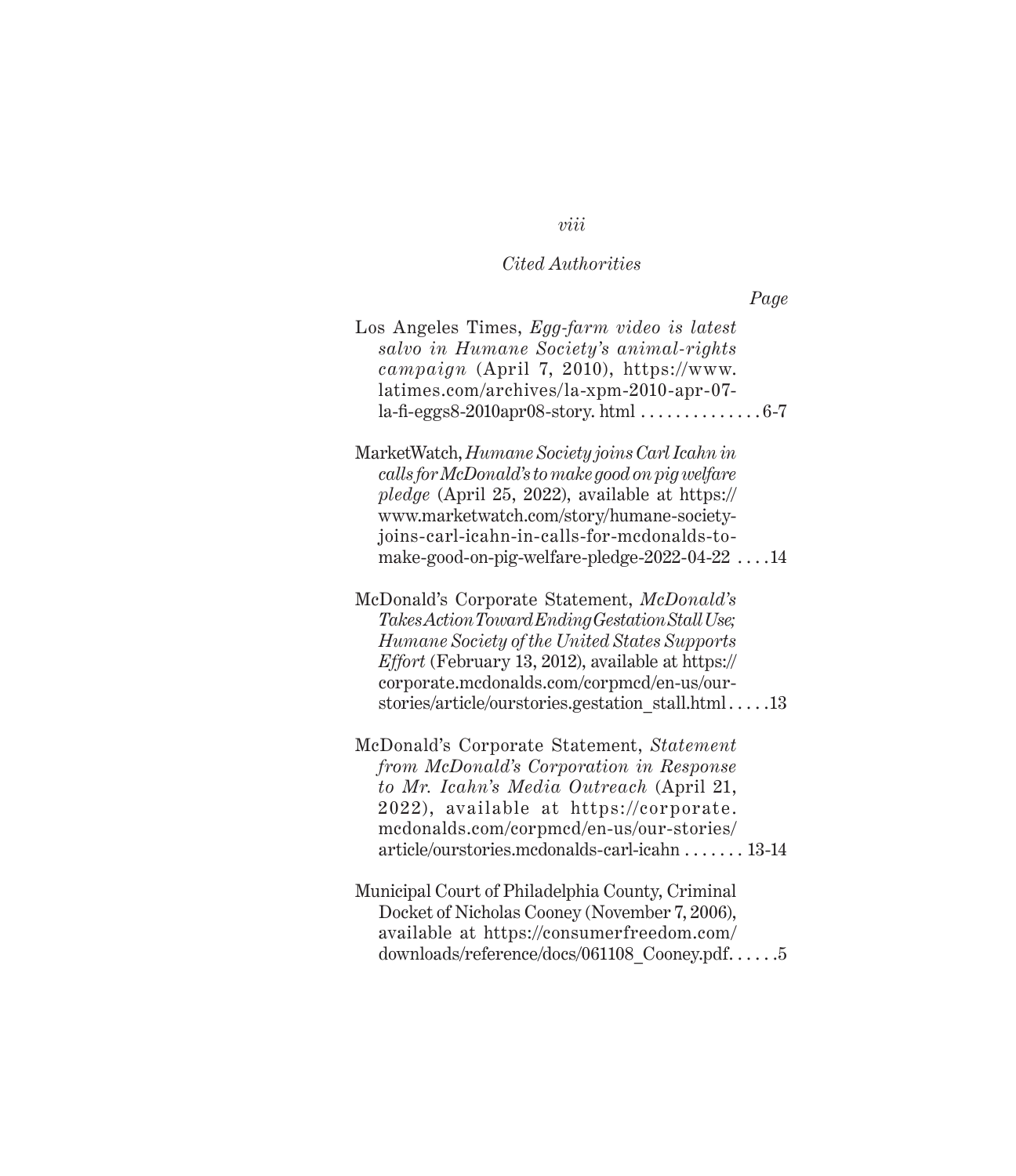*Cited Authorities*

*Page*

Los Angeles Times, *Egg-farm video is latest salvo in Humane Society's animal-rights campaign* (April 7, 2010), https://www.latimes.com/archives/la-xpm-2010-apr-07-la-fi-eggs8-2010apr08-story. html . . . . . . . . . . . . . . 6-7

MarketWatch, *Humane Society joins Carl Icahn in calls for McDonald's to make good on pig welfare pledge* (April 25, 2022), available at https://www.marketwatch.com/story/humane-society-joins-carl-icahn-in-calls-for-mcdonalds-to-make-good-on-pig-welfare-pledge-2022-04-22 . . . .14

McDonald's Corporate Statement, *McDonald's Takes Action Toward Ending Gestation Stall Use; Humane Society of the United States Supports Effort* (February 13, 2012), available at https://corporate.mcdonalds.com/corpmcd/en-us/our-stories/article/ourstories.gestation_stall.html . . . . .13

McDonald's Corporate Statement, *Statement from McDonald's Corporation in Response to Mr. Icahn's Media Outreach* (April 21, 2022), available at https://corporate.mcdonalds.com/corpmcd/en-us/our-stories/article/ourstories.mcdonalds-carl-icahn . . . . . . . 13-14

Municipal Court of Philadelphia County, Criminal Docket of Nicholas Cooney (November 7, 2006), available at https://consumerfreedom.com/downloads/reference/docs/061108_Cooney.pdf. . . . . .5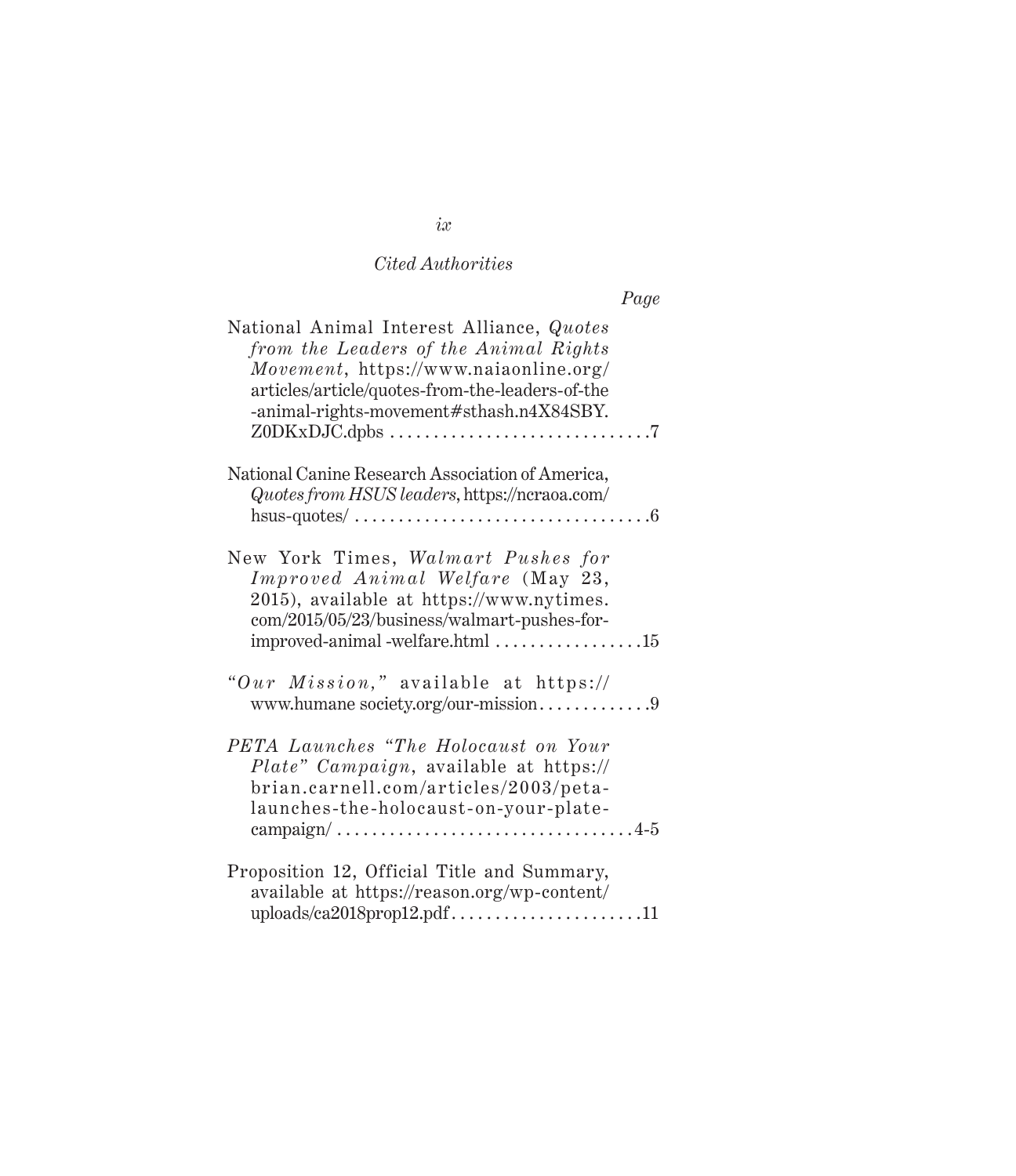*Cited Authorities*

*Page*

National Animal Interest Alliance, *Quotes from the Leaders of the Animal Rights Movement*, https://www.naiaonline.org/articles/article/quotes-from-the-leaders-of-the-animal-rights-movement#sthash.n4X84SBY.Z0DKxDJC.dpbs . . . . . . . . . . . . . . . . . . . . . . . . . . . . . .7

National Canine Research Association of America, *Quotes from HSUS leaders*, https://ncraoa.com/hsus-quotes/ . . . . . . . . . . . . . . . . . . . . . . . . . . . . . . . . .6

New York Times, *Walmart Pushes for Improved Animal Welfare* (May 23, 2015), available at https://www.nytimes.com/2015/05/23/business/walmart-pushes-for-improved-animal -welfare.html . . . . . . . . . . . . . . . . .15

*"Our Mission,"* available at https://www.humane society.org/our-mission. . . . . . . . . . . . .9

*PETA Launches "The Holocaust on Your Plate" Campaign*, available at https://brian.carnell.com/articles/2003/peta-launches-the-holocaust-on-your-plate-campaign/ . . . . . . . . . . . . . . . . . . . . . . . . . . . . . . . . .4-5

Proposition 12, Official Title and Summary, available at https://reason.org/wp-content/uploads/ca2018prop12.pdf. . . . . . . . . . . . . . . . . . . . . .11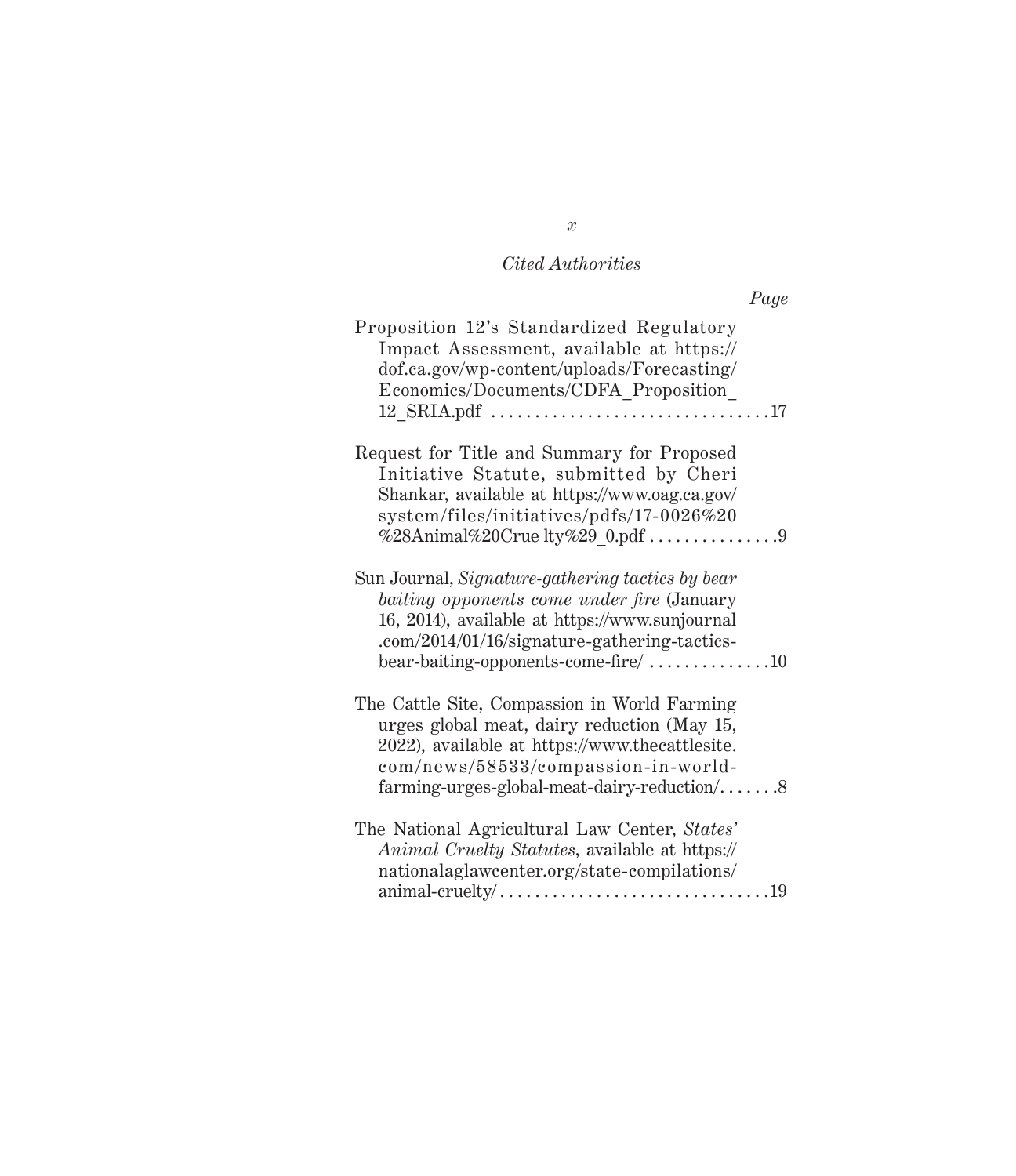*Cited Authorities*

*Page*

Proposition 12's Standardized Regulatory Impact Assessment, available at https://dof.ca.gov/wp-content/uploads/Forecasting/Economics/Documents/CDFA_Proposition_12_SRIA.pdf . . . . . . . . . . . . . . . . . . . . . . . . . . . . . . . .17

Request for Title and Summary for Proposed Initiative Statute, submitted by Cheri Shankar, available at https://www.oag.ca.gov/system/files/initiatives/pdfs/17-0026%20%28Animal%20Crue lty%29_0.pdf . . . . . . . . . . . . . . .9

Sun Journal, *Signature-gathering tactics by bear baiting opponents come under fire* (January 16, 2014), available at https://www.sunjournal.com/2014/01/16/signature-gathering-tactics-bear-baiting-opponents-come-fire/ . . . . . . . . . . . . . .10

The Cattle Site, Compassion in World Farming urges global meat, dairy reduction (May 15, 2022), available at https://www.thecattlesite.com/news/58533/compassion-in-world-farming-urges-global-meat-dairy-reduction/. . . . . . .8

The National Agricultural Law Center, *States' Animal Cruelty Statutes*, available at https://nationalaglawcenter.org/state-compilations/animal-cruelty/ . . . . . . . . . . . . . . . . . . . . . . . . . . . . . . .19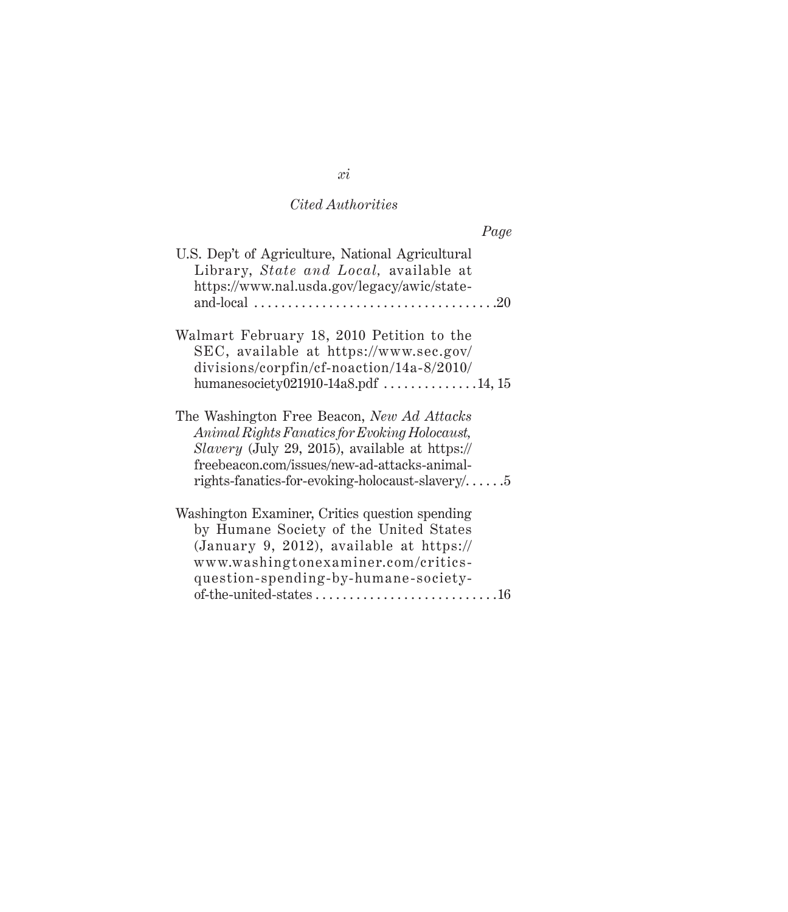*Cited Authorities*

*Page*

U.S. Dep't of Agriculture, National Agricultural Library, *State and Local,* available at https://www.nal.usda.gov/legacy/awic/state-and-local . . . . . . . . . . . . . . . . . . . . . . . . . . . . . . . . . . . . .20

Walmart February 18, 2010 Petition to the SEC, available at https://www.sec.gov/divisions/corpfin/cf-noaction/14a-8/2010/humanesociety021910-14a8.pdf . . . . . . . . . . . . . .14, 15

The Washington Free Beacon, *New Ad Attacks Animal Rights Fanatics for Evoking Holocaust, Slavery* (July 29, 2015), available at https://freebeacon.com/issues/new-ad-attacks-animal-rights-fanatics-for-evoking-holocaust-slavery/. . . . . .5

Washington Examiner, Critics question spending by Humane Society of the United States (January 9, 2012), available at https://www.washingtonexaminer.com/critics-question-spending-by-humane-society-of-the-united-states . . . . . . . . . . . . . . . . . . . . . . . . . . .16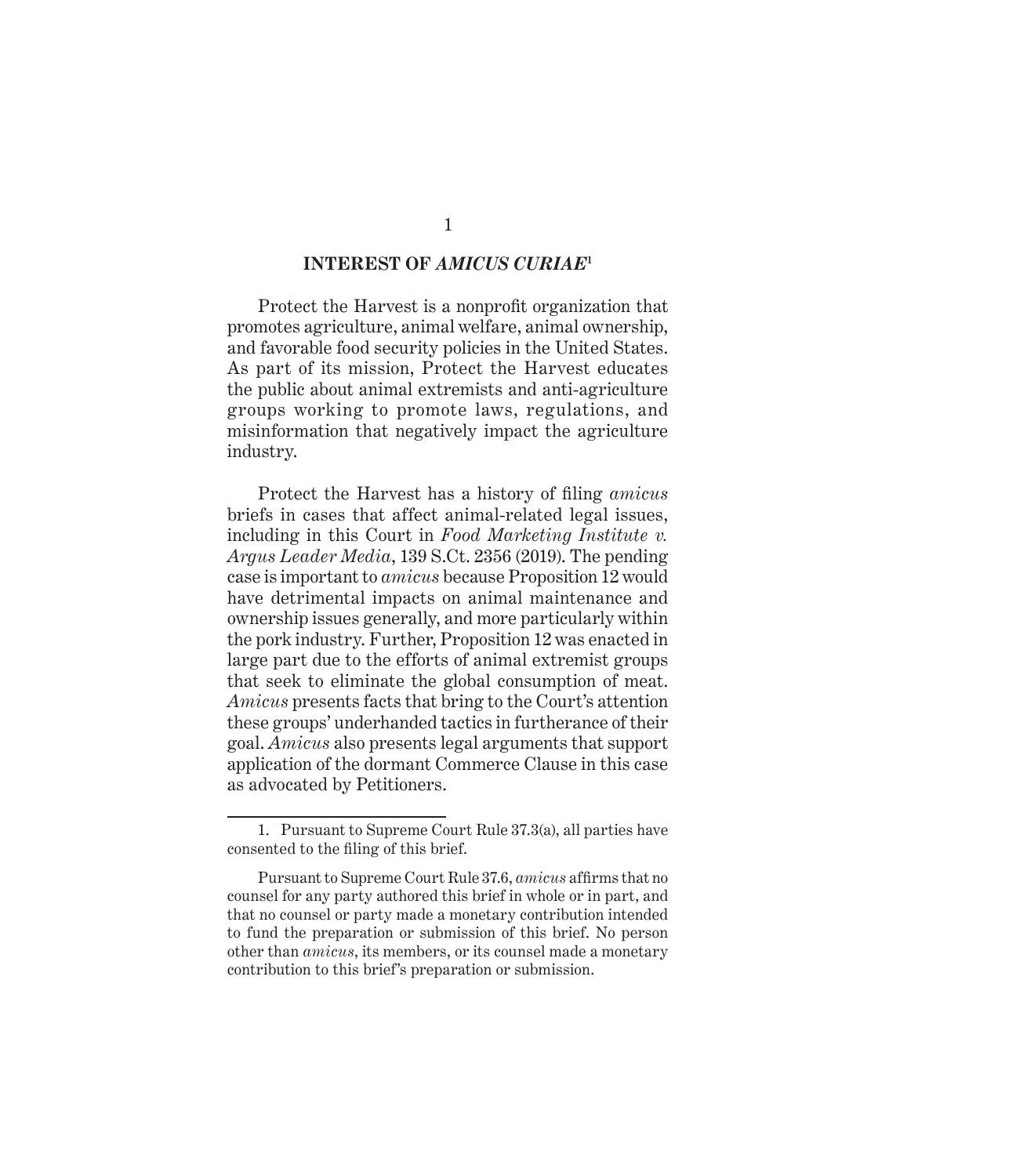## INTEREST OF *AMICUS CURIAE*[1]

Protect the Harvest is a nonprofit organization that promotes agriculture, animal welfare, animal ownership, and favorable food security policies in the United States. As part of its mission, Protect the Harvest educates the public about animal extremists and anti-agriculture groups working to promote laws, regulations, and misinformation that negatively impact the agriculture industry.

Protect the Harvest has a history of filing *amicus* briefs in cases that affect animal-related legal issues, including in this Court in *Food Marketing Institute v. Argus Leader Media*, 139 S.Ct. 2356 (2019). The pending case is important to *amicus* because Proposition 12 would have detrimental impacts on animal maintenance and ownership issues generally, and more particularly within the pork industry. Further, Proposition 12 was enacted in large part due to the efforts of animal extremist groups that seek to eliminate the global consumption of meat. *Amicus* presents facts that bring to the Court's attention these groups' underhanded tactics in furtherance of their goal. *Amicus* also presents legal arguments that support application of the dormant Commerce Clause in this case as advocated by Petitioners.

---

1. Pursuant to Supreme Court Rule 37.3(a), all parties have consented to the filing of this brief.

Pursuant to Supreme Court Rule 37.6, *amicus* affirms that no counsel for any party authored this brief in whole or in part, and that no counsel or party made a monetary contribution intended to fund the preparation or submission of this brief. No person other than *amicus*, its members, or its counsel made a monetary contribution to this brief's preparation or submission.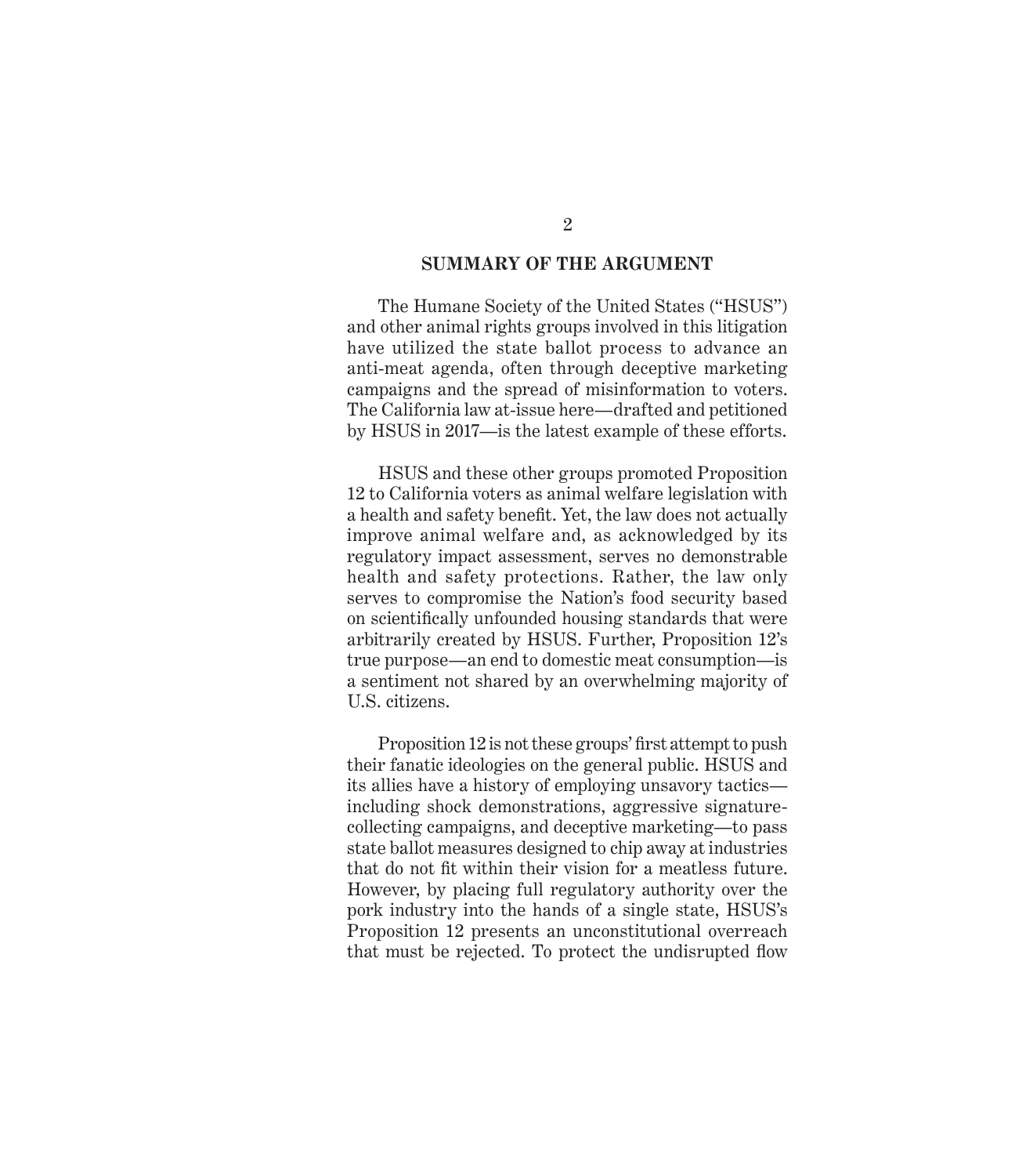## SUMMARY OF THE ARGUMENT

The Humane Society of the United States ("HSUS") and other animal rights groups involved in this litigation have utilized the state ballot process to advance an anti-meat agenda, often through deceptive marketing campaigns and the spread of misinformation to voters. The California law at-issue here—drafted and petitioned by HSUS in 2017—is the latest example of these efforts.

HSUS and these other groups promoted Proposition 12 to California voters as animal welfare legislation with a health and safety benefit. Yet, the law does not actually improve animal welfare and, as acknowledged by its regulatory impact assessment, serves no demonstrable health and safety protections. Rather, the law only serves to compromise the Nation's food security based on scientifically unfounded housing standards that were arbitrarily created by HSUS. Further, Proposition 12's true purpose—an end to domestic meat consumption—is a sentiment not shared by an overwhelming majority of U.S. citizens.

Proposition 12 is not these groups' first attempt to push their fanatic ideologies on the general public. HSUS and its allies have a history of employing unsavory tactics—including shock demonstrations, aggressive signature-collecting campaigns, and deceptive marketing—to pass state ballot measures designed to chip away at industries that do not fit within their vision for a meatless future. However, by placing full regulatory authority over the pork industry into the hands of a single state, HSUS's Proposition 12 presents an unconstitutional overreach that must be rejected. To protect the undisrupted flow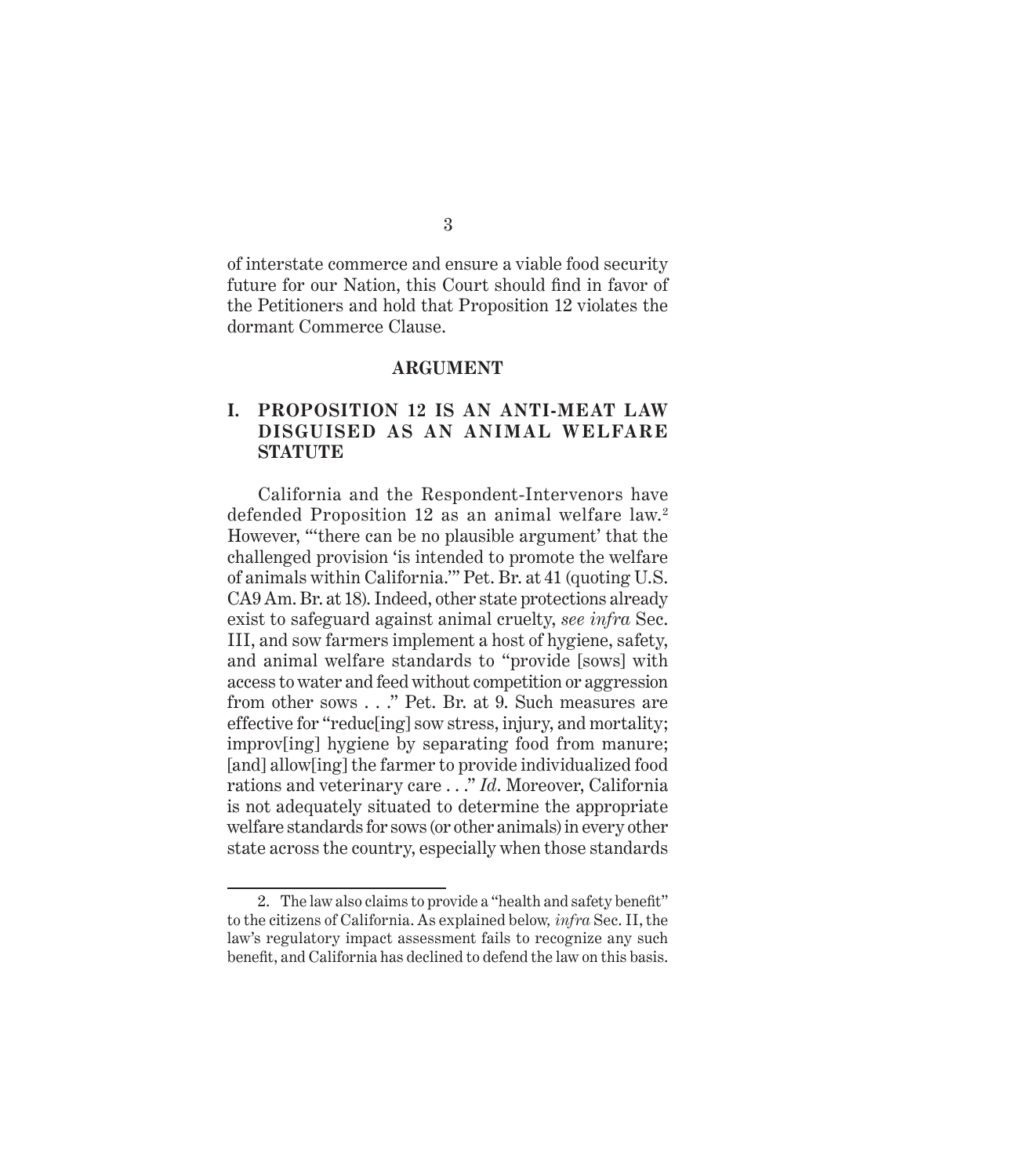of interstate commerce and ensure a viable food security future for our Nation, this Court should find in favor of the Petitioners and hold that Proposition 12 violates the dormant Commerce Clause.

## ARGUMENT

### I. PROPOSITION 12 IS AN ANTI-MEAT LAW DISGUISED AS AN ANIMAL WELFARE STATUTE

California and the Respondent-Intervenors have defended Proposition 12 as an animal welfare law.[2] However, "'there can be no plausible argument' that the challenged provision 'is intended to promote the welfare of animals within California.'" Pet. Br. at 41 (quoting U.S. CA9 Am. Br. at 18). Indeed, other state protections already exist to safeguard against animal cruelty, *see infra* Sec. III, and sow farmers implement a host of hygiene, safety, and animal welfare standards to "provide [sows] with access to water and feed without competition or aggression from other sows . . ." Pet. Br. at 9. Such measures are effective for "reduc[ing] sow stress, injury, and mortality; improv[ing] hygiene by separating food from manure; [and] allow[ing] the farmer to provide individualized food rations and veterinary care . . ." *Id*. Moreover, California is not adequately situated to determine the appropriate welfare standards for sows (or other animals) in every other state across the country, especially when those standards

---

2. The law also claims to provide a "health and safety benefit" to the citizens of California. As explained below, *infra* Sec. II, the law's regulatory impact assessment fails to recognize any such benefit, and California has declined to defend the law on this basis.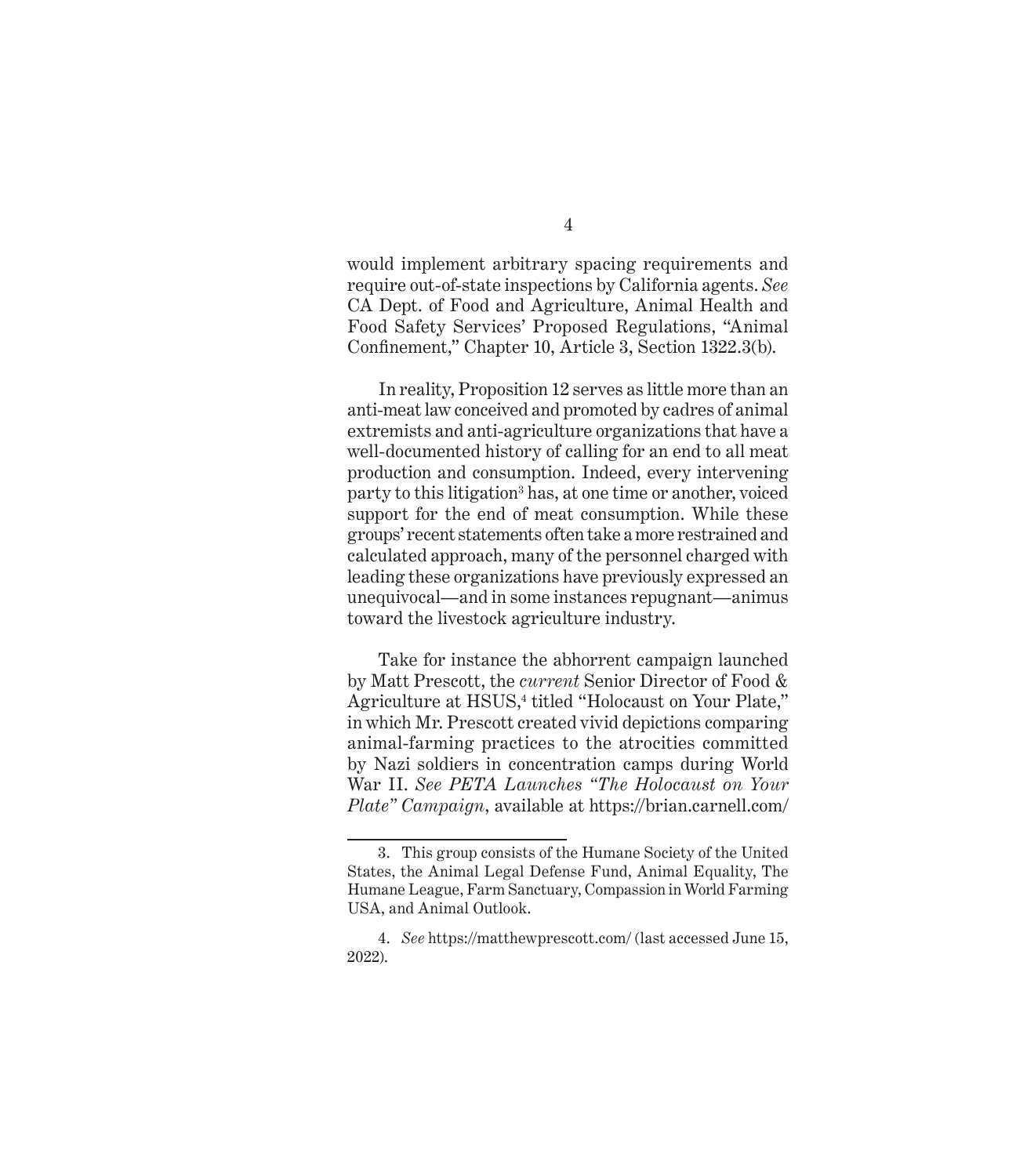would implement arbitrary spacing requirements and require out-of-state inspections by California agents. *See* CA Dept. of Food and Agriculture, Animal Health and Food Safety Services' Proposed Regulations, "Animal Confinement," Chapter 10, Article 3, Section 1322.3(b).

In reality, Proposition 12 serves as little more than an anti-meat law conceived and promoted by cadres of animal extremists and anti-agriculture organizations that have a well-documented history of calling for an end to all meat production and consumption. Indeed, every intervening party to this litigation[3] has, at one time or another, voiced support for the end of meat consumption. While these groups' recent statements often take a more restrained and calculated approach, many of the personnel charged with leading these organizations have previously expressed an unequivocal—and in some instances repugnant—animus toward the livestock agriculture industry.

Take for instance the abhorrent campaign launched by Matt Prescott, the *current* Senior Director of Food & Agriculture at HSUS,[4] titled "Holocaust on Your Plate," in which Mr. Prescott created vivid depictions comparing animal-farming practices to the atrocities committed by Nazi soldiers in concentration camps during World War II. *See PETA Launches "The Holocaust on Your Plate" Campaign*, available at https://brian.carnell.com/

---

3. This group consists of the Humane Society of the United States, the Animal Legal Defense Fund, Animal Equality, The Humane League, Farm Sanctuary, Compassion in World Farming USA, and Animal Outlook.

4. *See* https://matthewprescott.com/ (last accessed June 15, 2022).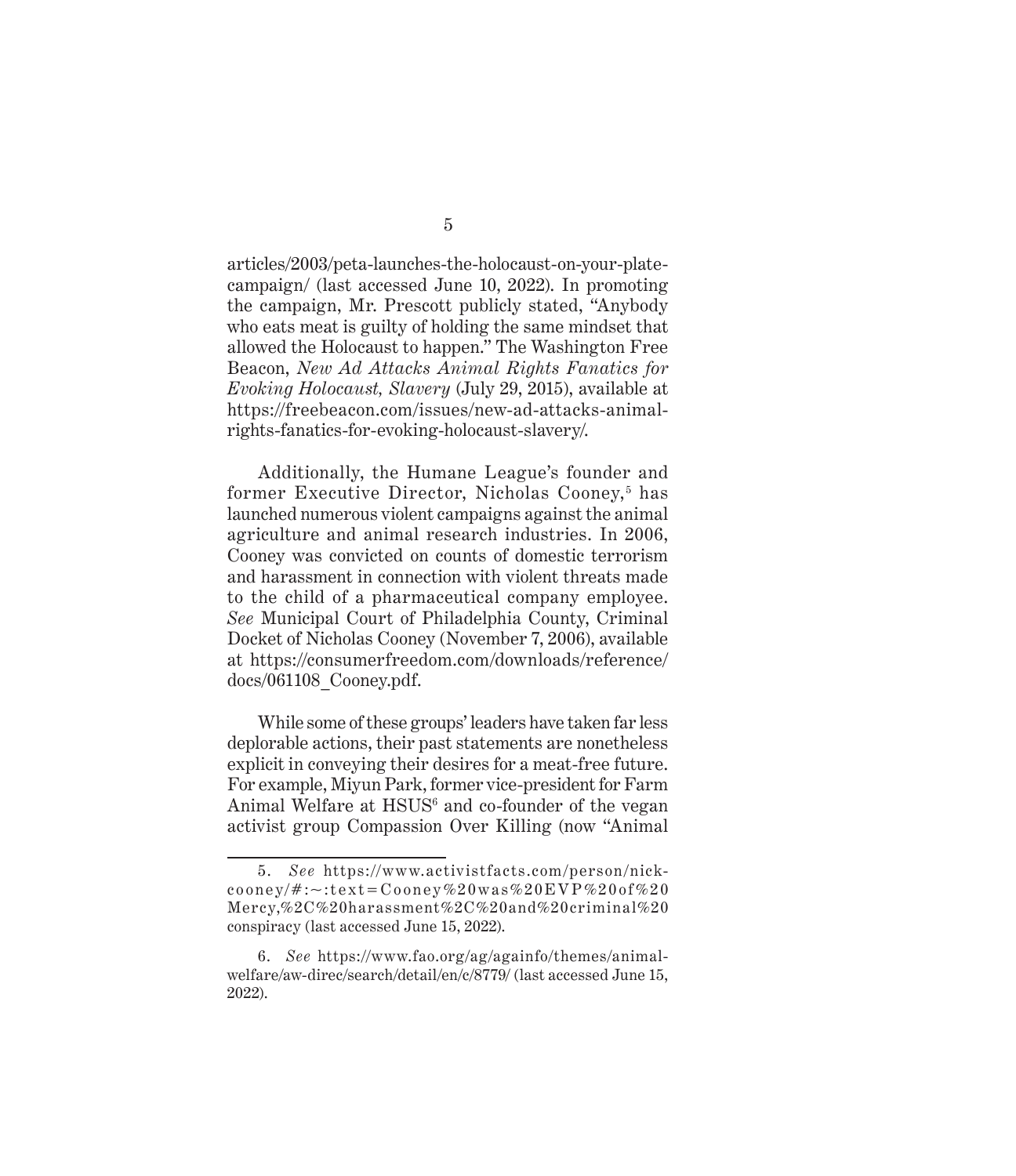articles/2003/peta-launches-the-holocaust-on-your-plate-campaign/ (last accessed June 10, 2022). In promoting the campaign, Mr. Prescott publicly stated, "Anybody who eats meat is guilty of holding the same mindset that allowed the Holocaust to happen." The Washington Free Beacon, *New Ad Attacks Animal Rights Fanatics for Evoking Holocaust, Slavery* (July 29, 2015), available at https://freebeacon.com/issues/new-ad-attacks-animal-rights-fanatics-for-evoking-holocaust-slavery/.

Additionally, the Humane League's founder and former Executive Director, Nicholas Cooney,[5] has launched numerous violent campaigns against the animal agriculture and animal research industries. In 2006, Cooney was convicted on counts of domestic terrorism and harassment in connection with violent threats made to the child of a pharmaceutical company employee. *See* Municipal Court of Philadelphia County, Criminal Docket of Nicholas Cooney (November 7, 2006), available at https://consumerfreedom.com/downloads/reference/docs/061108_Cooney.pdf.

While some of these groups' leaders have taken far less deplorable actions, their past statements are nonetheless explicit in conveying their desires for a meat-free future. For example, Miyun Park, former vice-president for Farm Animal Welfare at HSUS[6] and co-founder of the vegan activist group Compassion Over Killing (now "Animal

---

5. *See* https://www.activistfacts.com/person/nick-cooney/#:~:text=Cooney%20was%20EVP%20of%20Mercy,%2C%20harassment%2C%20and%20criminal%20conspiracy (last accessed June 15, 2022).

6. *See* https://www.fao.org/ag/againfo/themes/animal-welfare/aw-direc/search/detail/en/c/8779/ (last accessed June 15, 2022).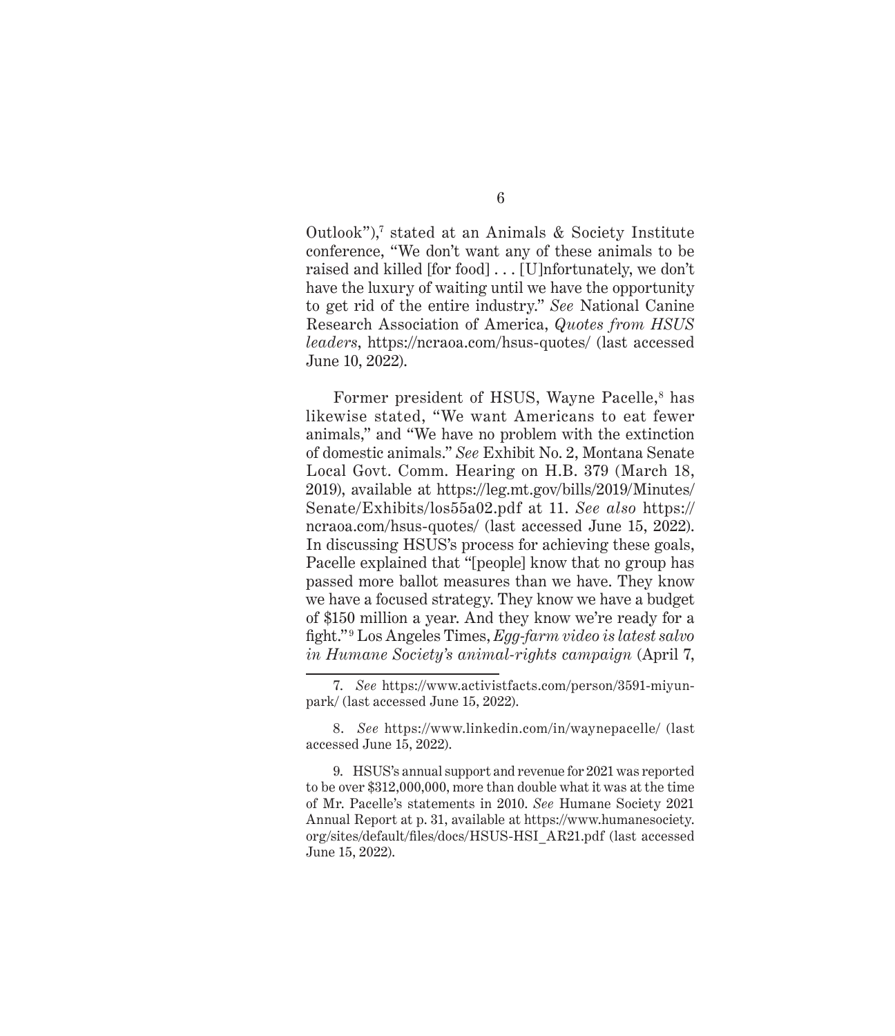Outlook"),[7] stated at an Animals & Society Institute conference, "We don't want any of these animals to be raised and killed [for food] . . . [U]nfortunately, we don't have the luxury of waiting until we have the opportunity to get rid of the entire industry." *See* National Canine Research Association of America, *Quotes from HSUS leaders*, https://ncraoa.com/hsus-quotes/ (last accessed June 10, 2022).

Former president of HSUS, Wayne Pacelle,[8] has likewise stated, "We want Americans to eat fewer animals," and "We have no problem with the extinction of domestic animals." *See* Exhibit No. 2, Montana Senate Local Govt. Comm. Hearing on H.B. 379 (March 18, 2019), available at https://leg.mt.gov/bills/2019/Minutes/Senate/Exhibits/los55a02.pdf at 11. *See also* https://ncraoa.com/hsus-quotes/ (last accessed June 15, 2022). In discussing HSUS's process for achieving these goals, Pacelle explained that "[people] know that no group has passed more ballot measures than we have. They know we have a focused strategy. They know we have a budget of $150 million a year. And they know we're ready for a fight."[9] Los Angeles Times, *Egg-farm video is latest salvo in Humane Society's animal-rights campaign* (April 7,

---

7. *See* https://www.activistfacts.com/person/3591-miyun-park/ (last accessed June 15, 2022).

8. *See* https://www.linkedin.com/in/waynepacelle/ (last accessed June 15, 2022).

9. HSUS's annual support and revenue for 2021 was reported to be over $312,000,000, more than double what it was at the time of Mr. Pacelle's statements in 2010. *See* Humane Society 2021 Annual Report at p. 31, available at https://www.humanesociety.org/sites/default/files/docs/HSUS-HSI_AR21.pdf (last accessed June 15, 2022).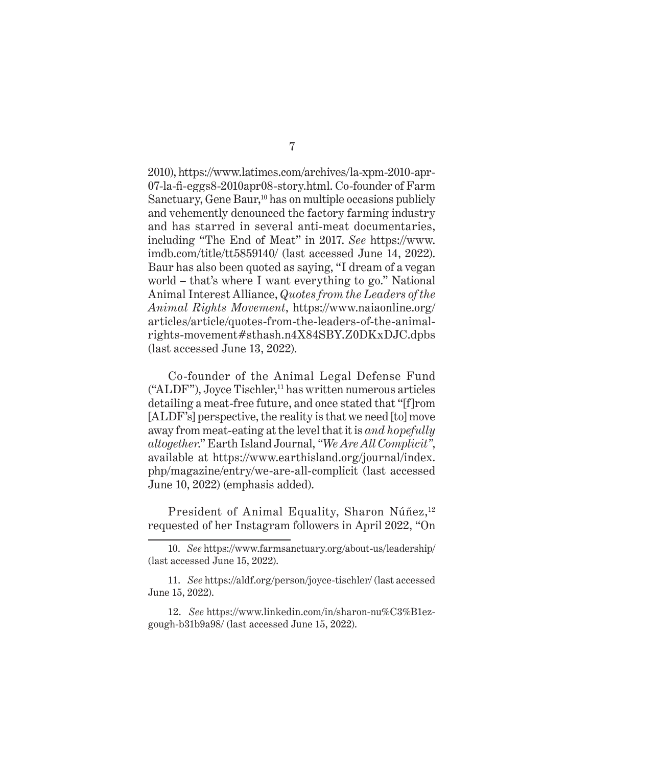2010), https://www.latimes.com/archives/la-xpm-2010-apr-07-la-fi-eggs8-2010apr08-story.html. Co-founder of Farm Sanctuary, Gene Baur,[10] has on multiple occasions publicly and vehemently denounced the factory farming industry and has starred in several anti-meat documentaries, including "The End of Meat" in 2017. *See* https://www.imdb.com/title/tt5859140/ (last accessed June 14, 2022). Baur has also been quoted as saying, "I dream of a vegan world – that's where I want everything to go." National Animal Interest Alliance, *Quotes from the Leaders of the Animal Rights Movement*, https://www.naiaonline.org/articles/article/quotes-from-the-leaders-of-the-animal-rights-movement#sthash.n4X84SBY.Z0DKxDJC.dpbs (last accessed June 13, 2022).

Co-founder of the Animal Legal Defense Fund ("ALDF"), Joyce Tischler,[11] has written numerous articles detailing a meat-free future, and once stated that "[f]rom [ALDF's] perspective, the reality is that we need [to] move away from meat-eating at the level that it is *and hopefully altogether*." Earth Island Journal, *"We Are All Complicit"*, available at https://www.earthisland.org/journal/index.php/magazine/entry/we-are-all-complicit (last accessed June 10, 2022) (emphasis added).

President of Animal Equality, Sharon Núñez,[12] requested of her Instagram followers in April 2022, "On

---

10. *See* https://www.farmsanctuary.org/about-us/leadership/ (last accessed June 15, 2022).

11. *See* https://aldf.org/person/joyce-tischler/ (last accessed June 15, 2022).

12. *See* https://www.linkedin.com/in/sharon-nu%C3%B1ez-gough-b31b9a98/ (last accessed June 15, 2022).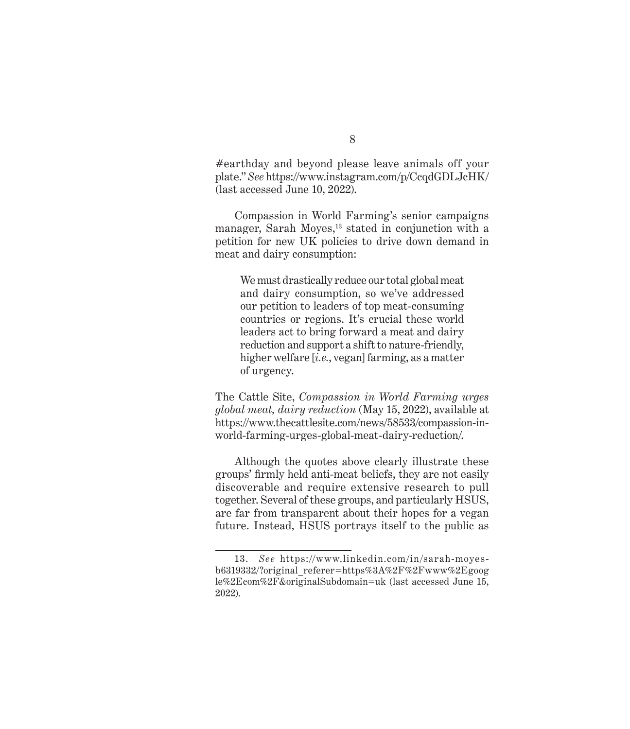#earthday and beyond please leave animals off your plate." *See* https://www.instagram.com/p/CcqdGDLJcHK/ (last accessed June 10, 2022).

Compassion in World Farming's senior campaigns manager, Sarah Moyes,[13] stated in conjunction with a petition for new UK policies to drive down demand in meat and dairy consumption:

> We must drastically reduce our total global meat and dairy consumption, so we've addressed our petition to leaders of top meat-consuming countries or regions. It's crucial these world leaders act to bring forward a meat and dairy reduction and support a shift to nature-friendly, higher welfare [*i.e.*, vegan] farming, as a matter of urgency.

The Cattle Site, *Compassion in World Farming urges global meat, dairy reduction* (May 15, 2022), available at https://www.thecattlesite.com/news/58533/compassion-in-world-farming-urges-global-meat-dairy-reduction/.

Although the quotes above clearly illustrate these groups' firmly held anti-meat beliefs, they are not easily discoverable and require extensive research to pull together. Several of these groups, and particularly HSUS, are far from transparent about their hopes for a vegan future. Instead, HSUS portrays itself to the public as

---

13. *See* https://www.linkedin.com/in/sarah-moyes-b6319332/?original_referer=https%3A%2F%2Fwww%2Egoogle%2Ecom%2F&originalSubdomain=uk (last accessed June 15, 2022).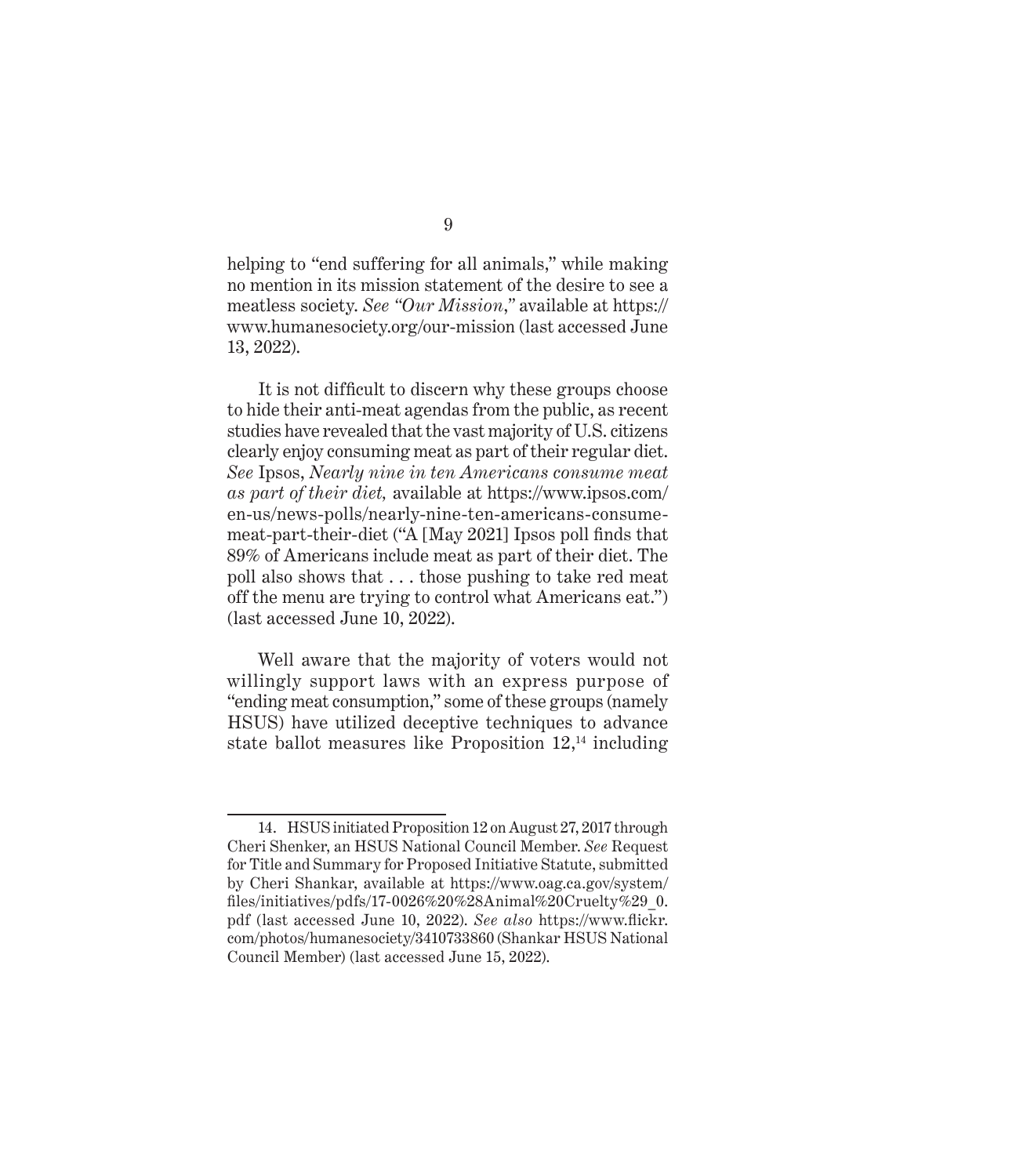helping to "end suffering for all animals," while making no mention in its mission statement of the desire to see a meatless society. *See "Our Mission,"* available at https://www.humanesociety.org/our-mission (last accessed June 13, 2022).

It is not difficult to discern why these groups choose to hide their anti-meat agendas from the public, as recent studies have revealed that the vast majority of U.S. citizens clearly enjoy consuming meat as part of their regular diet. *See* Ipsos, *Nearly nine in ten Americans consume meat as part of their diet,* available at https://www.ipsos.com/en-us/news-polls/nearly-nine-ten-americans-consume-meat-part-their-diet ("A [May 2021] Ipsos poll finds that 89% of Americans include meat as part of their diet. The poll also shows that . . . those pushing to take red meat off the menu are trying to control what Americans eat.") (last accessed June 10, 2022).

Well aware that the majority of voters would not willingly support laws with an express purpose of "ending meat consumption," some of these groups (namely HSUS) have utilized deceptive techniques to advance state ballot measures like Proposition 12,[14] including

---

14. HSUS initiated Proposition 12 on August 27, 2017 through Cheri Shenker, an HSUS National Council Member. *See* Request for Title and Summary for Proposed Initiative Statute, submitted by Cheri Shankar, available at https://www.oag.ca.gov/system/files/initiatives/pdfs/17-0026%20%28Animal%20Cruelty%29_0.pdf (last accessed June 10, 2022). *See also* https://www.flickr.com/photos/humanesociety/3410733860 (Shankar HSUS National Council Member) (last accessed June 15, 2022).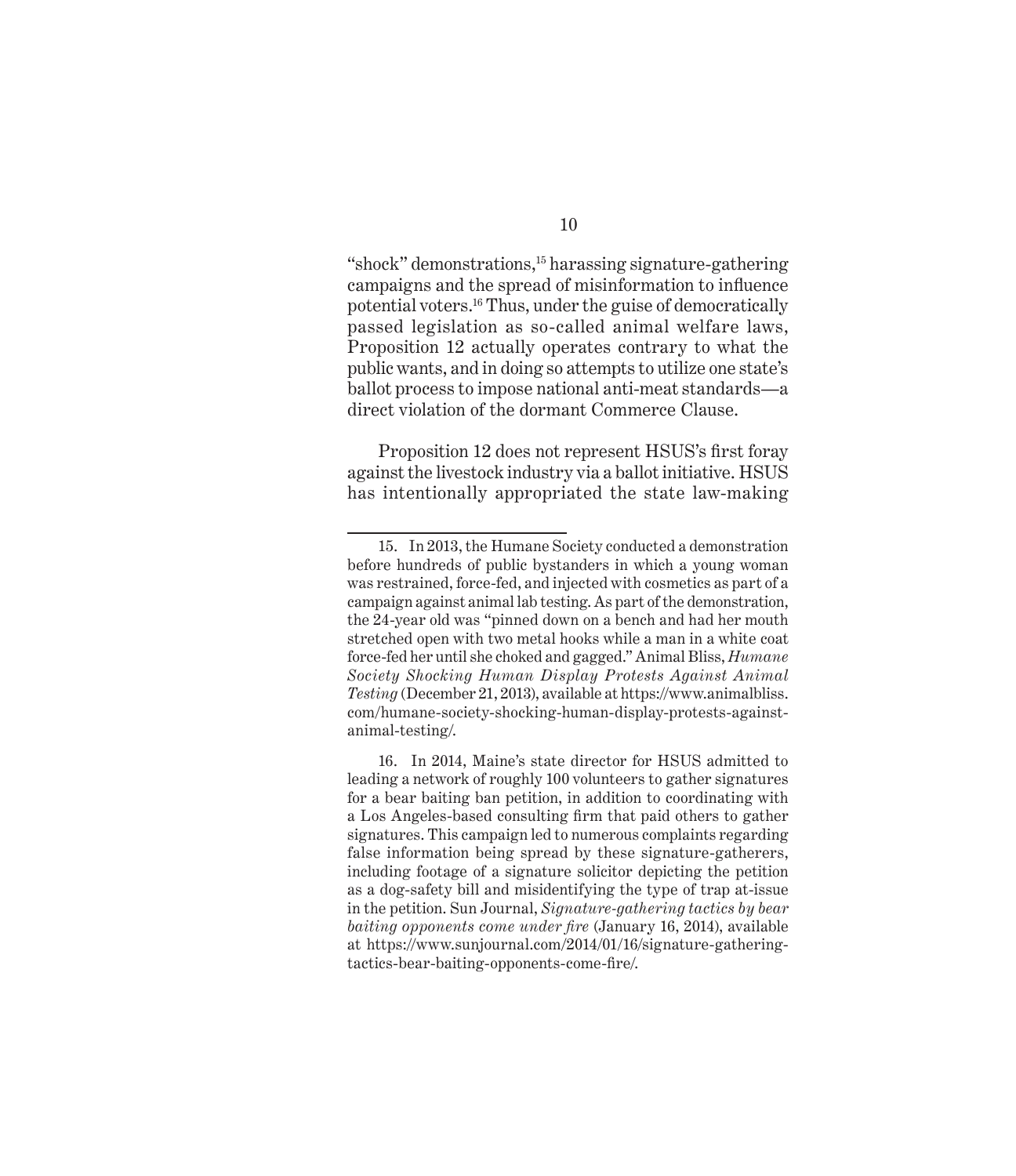"shock" demonstrations,[15] harassing signature-gathering campaigns and the spread of misinformation to influence potential voters.[16] Thus, under the guise of democratically passed legislation as so-called animal welfare laws, Proposition 12 actually operates contrary to what the public wants, and in doing so attempts to utilize one state's ballot process to impose national anti-meat standards—a direct violation of the dormant Commerce Clause.

Proposition 12 does not represent HSUS's first foray against the livestock industry via a ballot initiative. HSUS has intentionally appropriated the state law-making

---

15. In 2013, the Humane Society conducted a demonstration before hundreds of public bystanders in which a young woman was restrained, force-fed, and injected with cosmetics as part of a campaign against animal lab testing. As part of the demonstration, the 24-year old was "pinned down on a bench and had her mouth stretched open with two metal hooks while a man in a white coat force-fed her until she choked and gagged." Animal Bliss, *Humane Society Shocking Human Display Protests Against Animal Testing* (December 21, 2013), available at https://www.animalbliss.com/humane-society-shocking-human-display-protests-against-animal-testing/.

16. In 2014, Maine's state director for HSUS admitted to leading a network of roughly 100 volunteers to gather signatures for a bear baiting ban petition, in addition to coordinating with a Los Angeles-based consulting firm that paid others to gather signatures. This campaign led to numerous complaints regarding false information being spread by these signature-gatherers, including footage of a signature solicitor depicting the petition as a dog-safety bill and misidentifying the type of trap at-issue in the petition. Sun Journal, *Signature-gathering tactics by bear baiting opponents come under fire* (January 16, 2014), available at https://www.sunjournal.com/2014/01/16/signature-gathering-tactics-bear-baiting-opponents-come-fire/.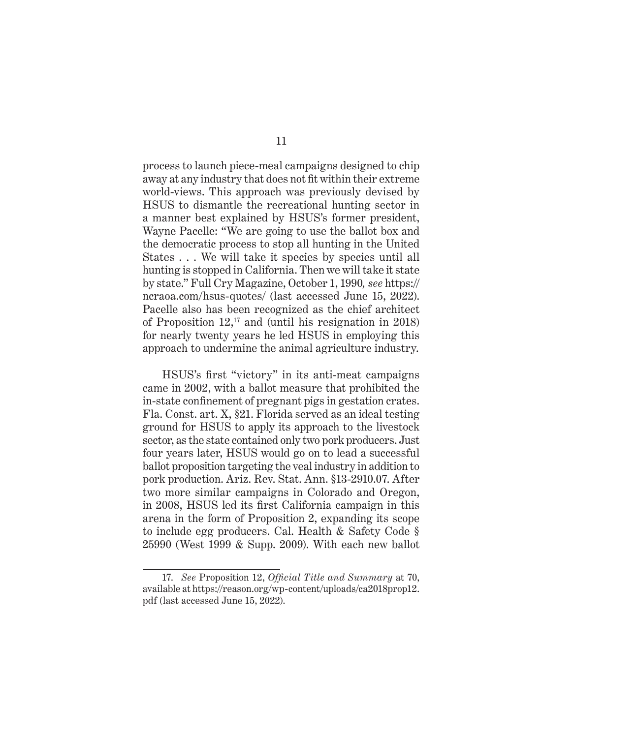process to launch piece-meal campaigns designed to chip away at any industry that does not fit within their extreme world-views. This approach was previously devised by HSUS to dismantle the recreational hunting sector in a manner best explained by HSUS's former president, Wayne Pacelle: "We are going to use the ballot box and the democratic process to stop all hunting in the United States . . . We will take it species by species until all hunting is stopped in California. Then we will take it state by state." Full Cry Magazine, October 1, 1990, *see* https://ncraoa.com/hsus-quotes/ (last accessed June 15, 2022). Pacelle also has been recognized as the chief architect of Proposition 12,[17] and (until his resignation in 2018) for nearly twenty years he led HSUS in employing this approach to undermine the animal agriculture industry.

HSUS's first "victory" in its anti-meat campaigns came in 2002, with a ballot measure that prohibited the in-state confinement of pregnant pigs in gestation crates. Fla. Const. art. X, §21. Florida served as an ideal testing ground for HSUS to apply its approach to the livestock sector, as the state contained only two pork producers. Just four years later, HSUS would go on to lead a successful ballot proposition targeting the veal industry in addition to pork production. Ariz. Rev. Stat. Ann. §13-2910.07. After two more similar campaigns in Colorado and Oregon, in 2008, HSUS led its first California campaign in this arena in the form of Proposition 2, expanding its scope to include egg producers. Cal. Health & Safety Code § 25990 (West 1999 & Supp. 2009). With each new ballot

---

17. *See* Proposition 12, *Official Title and Summary* at 70, available at https://reason.org/wp-content/uploads/ca2018prop12.pdf (last accessed June 15, 2022).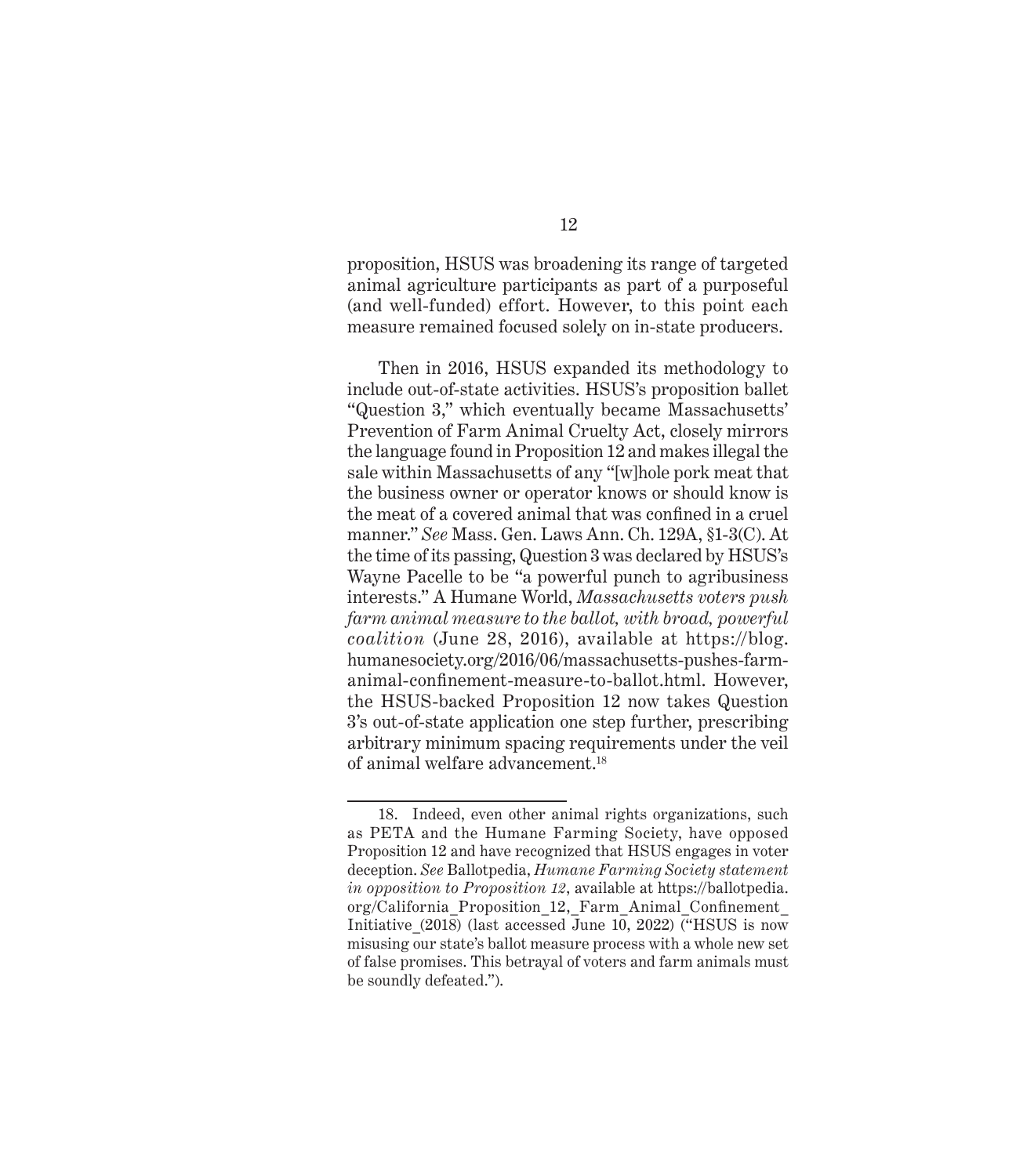proposition, HSUS was broadening its range of targeted animal agriculture participants as part of a purposeful (and well-funded) effort. However, to this point each measure remained focused solely on in-state producers.

Then in 2016, HSUS expanded its methodology to include out-of-state activities. HSUS's proposition ballet "Question 3," which eventually became Massachusetts' Prevention of Farm Animal Cruelty Act, closely mirrors the language found in Proposition 12 and makes illegal the sale within Massachusetts of any "[w]hole pork meat that the business owner or operator knows or should know is the meat of a covered animal that was confined in a cruel manner." *See* Mass. Gen. Laws Ann. Ch. 129A, §1-3(C). At the time of its passing, Question 3 was declared by HSUS's Wayne Pacelle to be "a powerful punch to agribusiness interests." A Humane World, *Massachusetts voters push farm animal measure to the ballot, with broad, powerful coalition* (June 28, 2016), available at https://blog.humanesociety.org/2016/06/massachusetts-pushes-farm-animal-confinement-measure-to-ballot.html. However, the HSUS-backed Proposition 12 now takes Question 3's out-of-state application one step further, prescribing arbitrary minimum spacing requirements under the veil of animal welfare advancement.[18]

---

18. Indeed, even other animal rights organizations, such as PETA and the Humane Farming Society, have opposed Proposition 12 and have recognized that HSUS engages in voter deception. *See* Ballotpedia, *Humane Farming Society statement in opposition to Proposition 12*, available at https://ballotpedia.org/California_Proposition_12,_Farm_Animal_Confinement_Initiative_(2018) (last accessed June 10, 2022) ("HSUS is now misusing our state's ballot measure process with a whole new set of false promises. This betrayal of voters and farm animals must be soundly defeated.").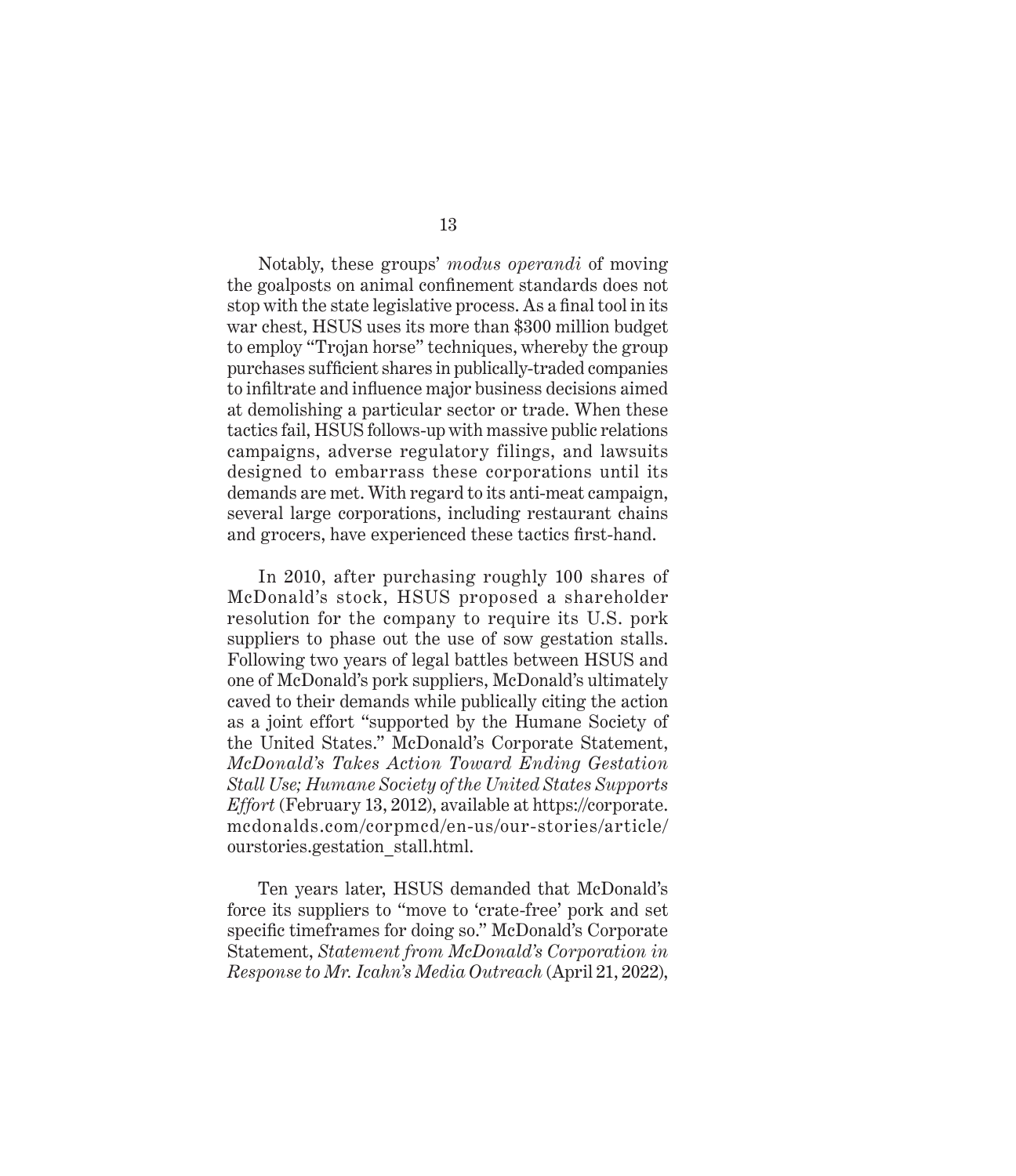Notably, these groups' *modus operandi* of moving the goalposts on animal confinement standards does not stop with the state legislative process. As a final tool in its war chest, HSUS uses its more than $300 million budget to employ "Trojan horse" techniques, whereby the group purchases sufficient shares in publically-traded companies to infiltrate and influence major business decisions aimed at demolishing a particular sector or trade. When these tactics fail, HSUS follows-up with massive public relations campaigns, adverse regulatory filings, and lawsuits designed to embarrass these corporations until its demands are met. With regard to its anti-meat campaign, several large corporations, including restaurant chains and grocers, have experienced these tactics first-hand.

In 2010, after purchasing roughly 100 shares of McDonald's stock, HSUS proposed a shareholder resolution for the company to require its U.S. pork suppliers to phase out the use of sow gestation stalls. Following two years of legal battles between HSUS and one of McDonald's pork suppliers, McDonald's ultimately caved to their demands while publically citing the action as a joint effort "supported by the Humane Society of the United States." McDonald's Corporate Statement, *McDonald's Takes Action Toward Ending Gestation Stall Use; Humane Society of the United States Supports Effort* (February 13, 2012), available at https://corporate.mcdonalds.com/corpmcd/en-us/our-stories/article/ourstories.gestation_stall.html.

Ten years later, HSUS demanded that McDonald's force its suppliers to "move to 'crate-free' pork and set specific timeframes for doing so." McDonald's Corporate Statement, *Statement from McDonald's Corporation in Response to Mr. Icahn's Media Outreach* (April 21, 2022),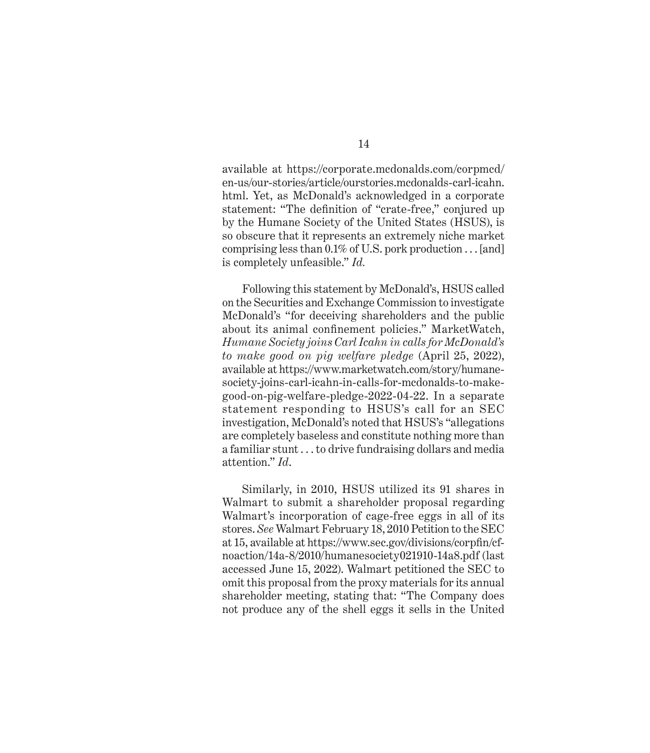available at https://corporate.mcdonalds.com/corpmcd/en-us/our-stories/article/ourstories.mcdonalds-carl-icahn.html. Yet, as McDonald's acknowledged in a corporate statement: "The definition of "crate-free," conjured up by the Humane Society of the United States (HSUS), is so obscure that it represents an extremely niche market comprising less than 0.1% of U.S. pork production . . . [and] is completely unfeasible." *Id.*

Following this statement by McDonald's, HSUS called on the Securities and Exchange Commission to investigate McDonald's "for deceiving shareholders and the public about its animal confinement policies." MarketWatch, *Humane Society joins Carl Icahn in calls for McDonald's to make good on pig welfare pledge* (April 25, 2022), available at https://www.marketwatch.com/story/humane-society-joins-carl-icahn-in-calls-for-mcdonalds-to-make-good-on-pig-welfare-pledge-2022-04-22. In a separate statement responding to HSUS's call for an SEC investigation, McDonald's noted that HSUS's "allegations are completely baseless and constitute nothing more than a familiar stunt . . . to drive fundraising dollars and media attention." *Id*.

Similarly, in 2010, HSUS utilized its 91 shares in Walmart to submit a shareholder proposal regarding Walmart's incorporation of cage-free eggs in all of its stores. *See* Walmart February 18, 2010 Petition to the SEC at 15, available at https://www.sec.gov/divisions/corpfin/cf-noaction/14a-8/2010/humanesociety021910-14a8.pdf (last accessed June 15, 2022). Walmart petitioned the SEC to omit this proposal from the proxy materials for its annual shareholder meeting, stating that: "The Company does not produce any of the shell eggs it sells in the United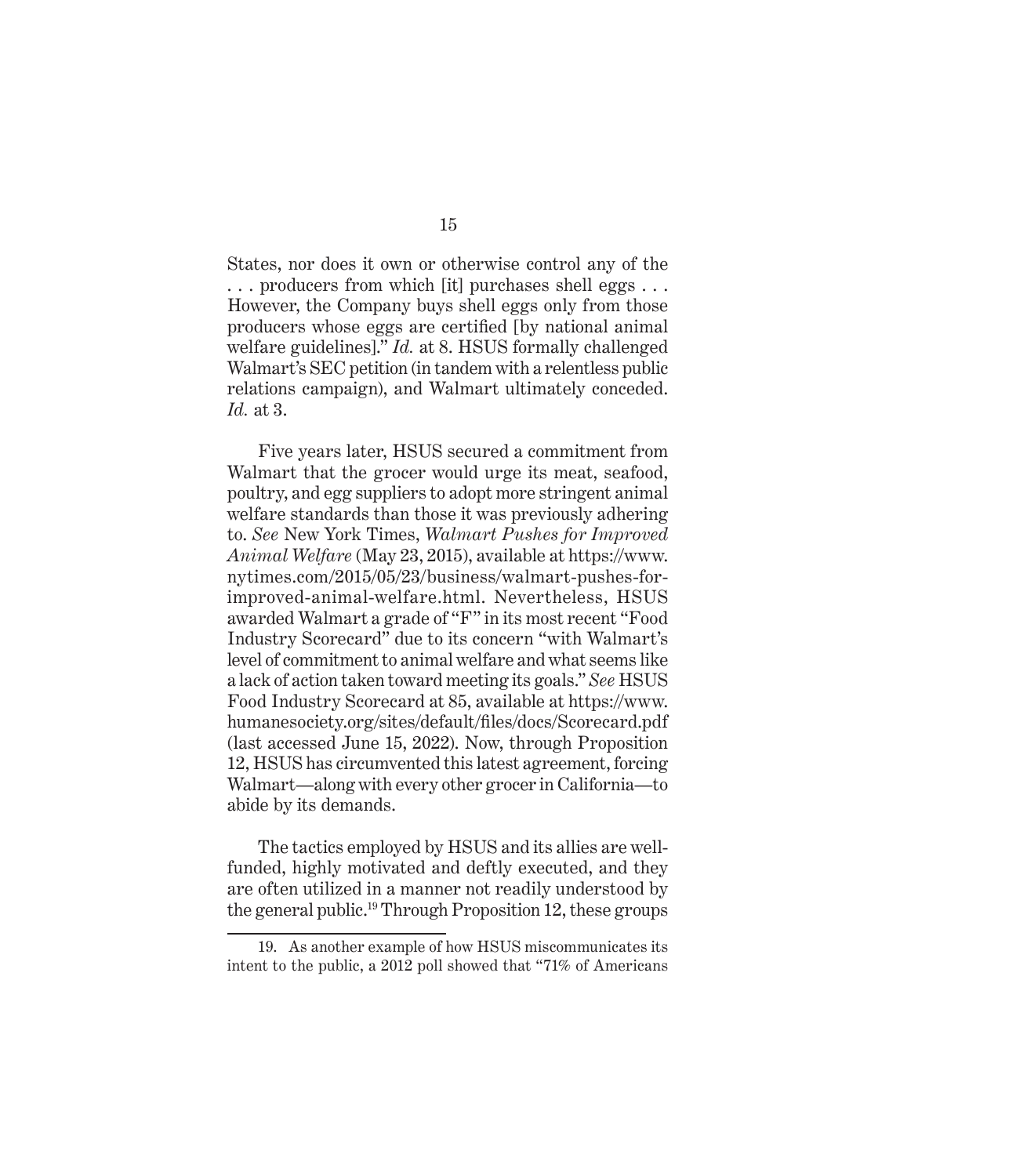States, nor does it own or otherwise control any of the . . . producers from which [it] purchases shell eggs . . . However, the Company buys shell eggs only from those producers whose eggs are certified [by national animal welfare guidelines]." *Id.* at 8. HSUS formally challenged Walmart's SEC petition (in tandem with a relentless public relations campaign), and Walmart ultimately conceded. *Id.* at 3.

Five years later, HSUS secured a commitment from Walmart that the grocer would urge its meat, seafood, poultry, and egg suppliers to adopt more stringent animal welfare standards than those it was previously adhering to. *See* New York Times, *Walmart Pushes for Improved Animal Welfare* (May 23, 2015), available at https://www.nytimes.com/2015/05/23/business/walmart-pushes-for-improved-animal-welfare.html. Nevertheless, HSUS awarded Walmart a grade of "F" in its most recent "Food Industry Scorecard" due to its concern "with Walmart's level of commitment to animal welfare and what seems like a lack of action taken toward meeting its goals." *See* HSUS Food Industry Scorecard at 85, available at https://www.humanesociety.org/sites/default/files/docs/Scorecard.pdf (last accessed June 15, 2022). Now, through Proposition 12, HSUS has circumvented this latest agreement, forcing Walmart—along with every other grocer in California—to abide by its demands.

The tactics employed by HSUS and its allies are well-funded, highly motivated and deftly executed, and they are often utilized in a manner not readily understood by the general public.[19] Through Proposition 12, these groups

---

19. As another example of how HSUS miscommunicates its intent to the public, a 2012 poll showed that "71% of Americans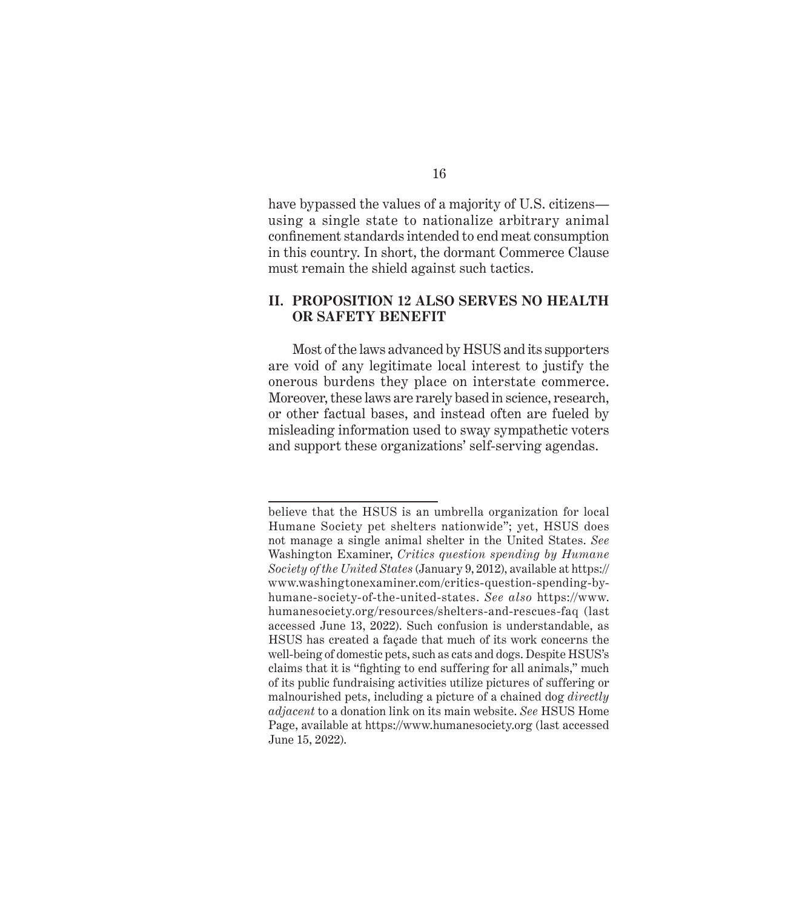have bypassed the values of a majority of U.S. citizens—using a single state to nationalize arbitrary animal confinement standards intended to end meat consumption in this country. In short, the dormant Commerce Clause must remain the shield against such tactics.

## II. PROPOSITION 12 ALSO SERVES NO HEALTH OR SAFETY BENEFIT

Most of the laws advanced by HSUS and its supporters are void of any legitimate local interest to justify the onerous burdens they place on interstate commerce. Moreover, these laws are rarely based in science, research, or other factual bases, and instead often are fueled by misleading information used to sway sympathetic voters and support these organizations' self-serving agendas.

---

believe that the HSUS is an umbrella organization for local Humane Society pet shelters nationwide"; yet, HSUS does not manage a single animal shelter in the United States. *See* Washington Examiner, *Critics question spending by Humane Society of the United States* (January 9, 2012), available at https://www.washingtonexaminer.com/critics-question-spending-by-humane-society-of-the-united-states. *See also* https://www.humanesociety.org/resources/shelters-and-rescues-faq (last accessed June 13, 2022). Such confusion is understandable, as HSUS has created a façade that much of its work concerns the well-being of domestic pets, such as cats and dogs. Despite HSUS's claims that it is "fighting to end suffering for all animals," much of its public fundraising activities utilize pictures of suffering or malnourished pets, including a picture of a chained dog *directly adjacent* to a donation link on its main website. *See* HSUS Home Page, available at https://www.humanesociety.org (last accessed June 15, 2022).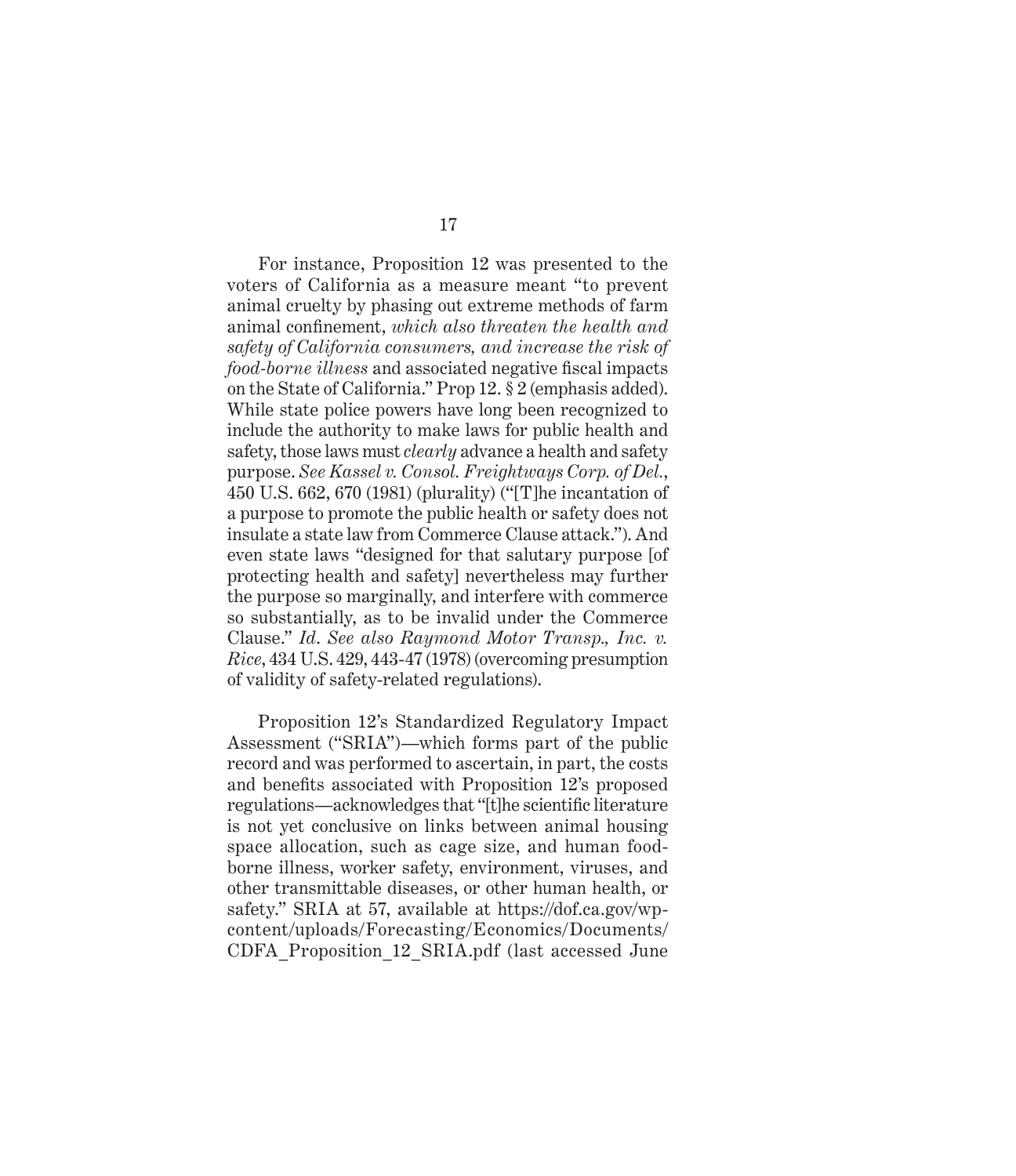For instance, Proposition 12 was presented to the voters of California as a measure meant "to prevent animal cruelty by phasing out extreme methods of farm animal confinement, *which also threaten the health and safety of California consumers, and increase the risk of food-borne illness* and associated negative fiscal impacts on the State of California." Prop 12. § 2 (emphasis added). While state police powers have long been recognized to include the authority to make laws for public health and safety, those laws must *clearly* advance a health and safety purpose. *See Kassel v. Consol. Freightways Corp. of Del.*, 450 U.S. 662, 670 (1981) (plurality) ("[T]he incantation of a purpose to promote the public health or safety does not insulate a state law from Commerce Clause attack."). And even state laws "designed for that salutary purpose [of protecting health and safety] nevertheless may further the purpose so marginally, and interfere with commerce so substantially, as to be invalid under the Commerce Clause." *Id*. *See also Raymond Motor Transp., Inc. v. Rice*, 434 U.S. 429, 443-47 (1978) (overcoming presumption of validity of safety-related regulations).

Proposition 12's Standardized Regulatory Impact Assessment ("SRIA")—which forms part of the public record and was performed to ascertain, in part, the costs and benefits associated with Proposition 12's proposed regulations—acknowledges that "[t]he scientific literature is not yet conclusive on links between animal housing space allocation, such as cage size, and human food-borne illness, worker safety, environment, viruses, and other transmittable diseases, or other human health, or safety." SRIA at 57, available at https://dof.ca.gov/wp-content/uploads/Forecasting/Economics/Documents/CDFA_Proposition_12_SRIA.pdf (last accessed June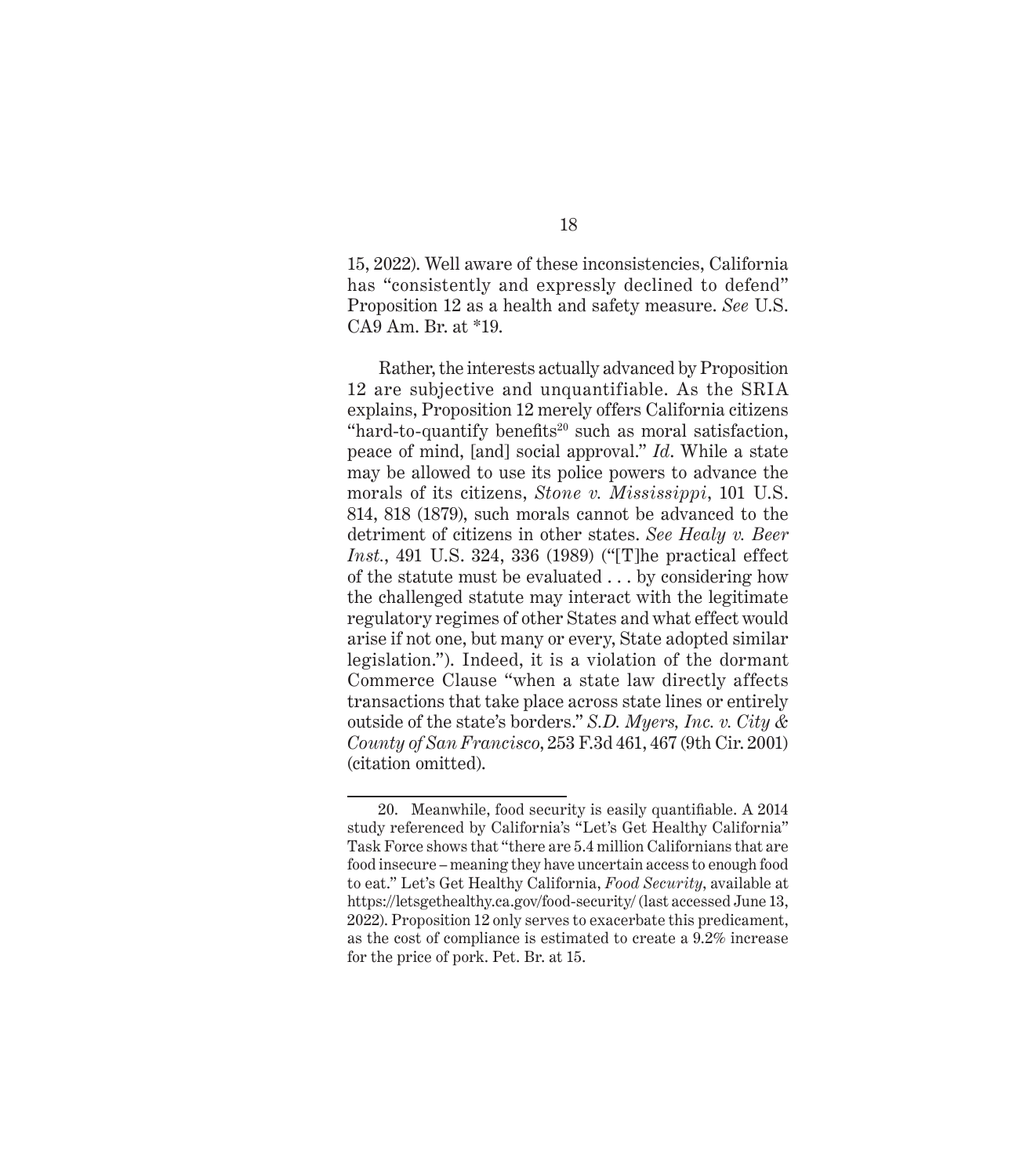15, 2022). Well aware of these inconsistencies, California has "consistently and expressly declined to defend" Proposition 12 as a health and safety measure. *See* U.S. CA9 Am. Br. at *19.

Rather, the interests actually advanced by Proposition 12 are subjective and unquantifiable. As the SRIA explains, Proposition 12 merely offers California citizens "hard-to-quantify benefits[20] such as moral satisfaction, peace of mind, [and] social approval." *Id*. While a state may be allowed to use its police powers to advance the morals of its citizens, *Stone v. Mississippi*, 101 U.S. 814, 818 (1879), such morals cannot be advanced to the detriment of citizens in other states. *See Healy v. Beer Inst.*, 491 U.S. 324, 336 (1989) ("[T]he practical effect of the statute must be evaluated . . . by considering how the challenged statute may interact with the legitimate regulatory regimes of other States and what effect would arise if not one, but many or every, State adopted similar legislation."). Indeed, it is a violation of the dormant Commerce Clause "when a state law directly affects transactions that take place across state lines or entirely outside of the state's borders." *S.D. Myers, Inc. v. City & County of San Francisco*, 253 F.3d 461, 467 (9th Cir. 2001) (citation omitted).

---

20. Meanwhile, food security is easily quantifiable. A 2014 study referenced by California's "Let's Get Healthy California" Task Force shows that "there are 5.4 million Californians that are food insecure – meaning they have uncertain access to enough food to eat." Let's Get Healthy California, *Food Security*, available at https://letsgethealthy.ca.gov/food-security/ (last accessed June 13, 2022). Proposition 12 only serves to exacerbate this predicament, as the cost of compliance is estimated to create a 9.2% increase for the price of pork. Pet. Br. at 15.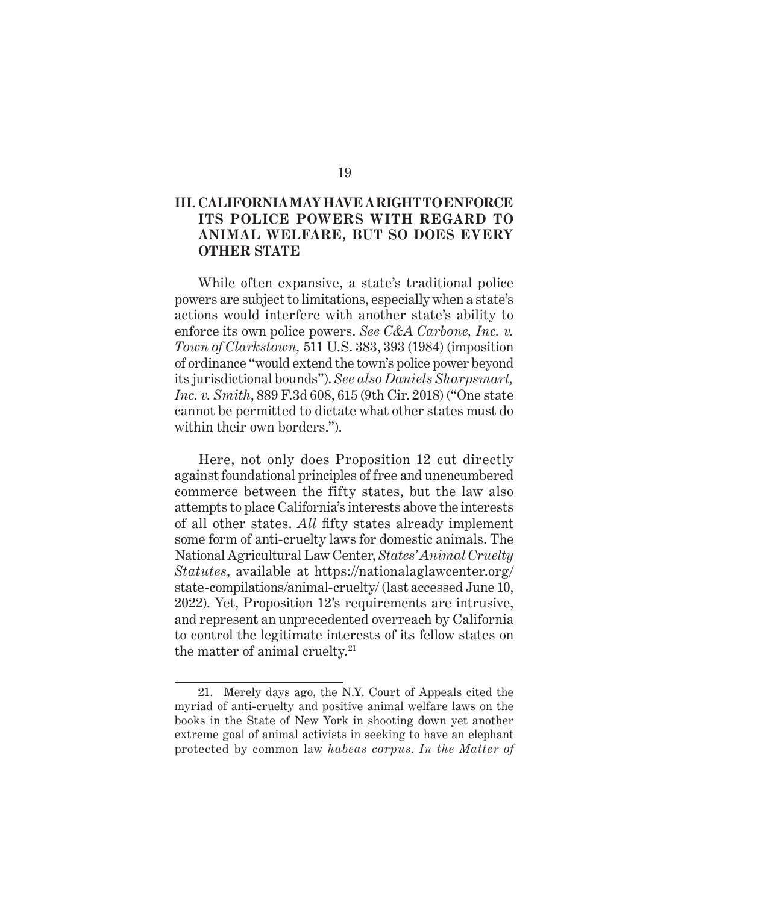## III. CALIFORNIA MAY HAVE A RIGHT TO ENFORCE ITS POLICE POWERS WITH REGARD TO ANIMAL WELFARE, BUT SO DOES EVERY OTHER STATE

While often expansive, a state's traditional police powers are subject to limitations, especially when a state's actions would interfere with another state's ability to enforce its own police powers. *See C&A Carbone, Inc. v. Town of Clarkstown,* 511 U.S. 383, 393 (1984) (imposition of ordinance "would extend the town's police power beyond its jurisdictional bounds"). *See also Daniels Sharpsmart, Inc. v. Smith*, 889 F.3d 608, 615 (9th Cir. 2018) ("One state cannot be permitted to dictate what other states must do within their own borders.").

Here, not only does Proposition 12 cut directly against foundational principles of free and unencumbered commerce between the fifty states, but the law also attempts to place California's interests above the interests of all other states. *All* fifty states already implement some form of anti-cruelty laws for domestic animals. The National Agricultural Law Center, *States' Animal Cruelty Statutes*, available at https://nationalaglawcenter.org/state-compilations/animal-cruelty/ (last accessed June 10, 2022). Yet, Proposition 12's requirements are intrusive, and represent an unprecedented overreach by California to control the legitimate interests of its fellow states on the matter of animal cruelty.[21]

---

21. Merely days ago, the N.Y. Court of Appeals cited the myriad of anti-cruelty and positive animal welfare laws on the books in the State of New York in shooting down yet another extreme goal of animal activists in seeking to have an elephant protected by common law *habeas corpus*. *In the Matter of*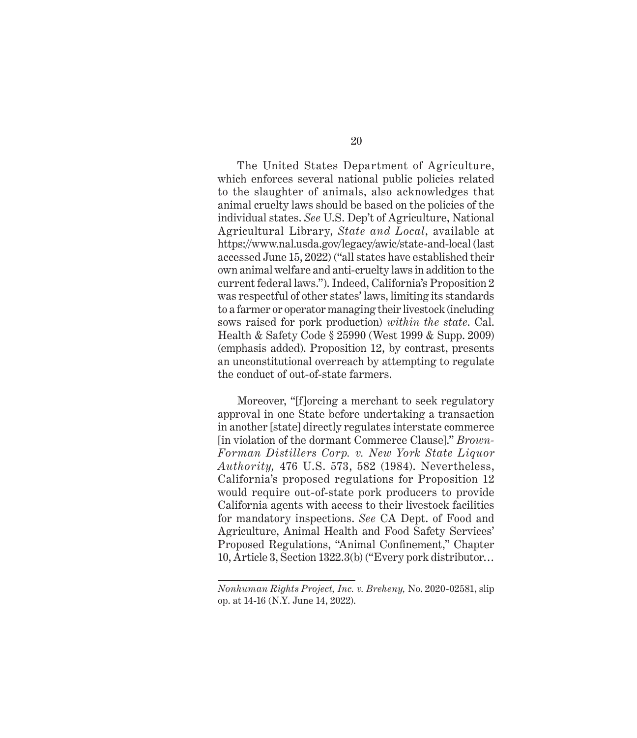The United States Department of Agriculture, which enforces several national public policies related to the slaughter of animals, also acknowledges that animal cruelty laws should be based on the policies of the individual states. *See* U.S. Dep't of Agriculture, National Agricultural Library, *State and Local*, available at https://www.nal.usda.gov/legacy/awic/state-and-local (last accessed June 15, 2022) ("all states have established their own animal welfare and anti-cruelty laws in addition to the current federal laws."). Indeed, California's Proposition 2 was respectful of other states' laws, limiting its standards to a farmer or operator managing their livestock (including sows raised for pork production) *within the state*. Cal. Health & Safety Code § 25990 (West 1999 & Supp. 2009) (emphasis added). Proposition 12, by contrast, presents an unconstitutional overreach by attempting to regulate the conduct of out-of-state farmers.

Moreover, "[f]orcing a merchant to seek regulatory approval in one State before undertaking a transaction in another [state] directly regulates interstate commerce [in violation of the dormant Commerce Clause]." *Brown-Forman Distillers Corp. v. New York State Liquor Authority*, 476 U.S. 573, 582 (1984). Nevertheless, California's proposed regulations for Proposition 12 would require out-of-state pork producers to provide California agents with access to their livestock facilities for mandatory inspections. *See* CA Dept. of Food and Agriculture, Animal Health and Food Safety Services' Proposed Regulations, "Animal Confinement," Chapter 10, Article 3, Section 1322.3(b) ("Every pork distributor…

---

*Nonhuman Rights Project, Inc. v. Breheny,* No. 2020-02581, slip op. at 14-16 (N.Y. June 14, 2022).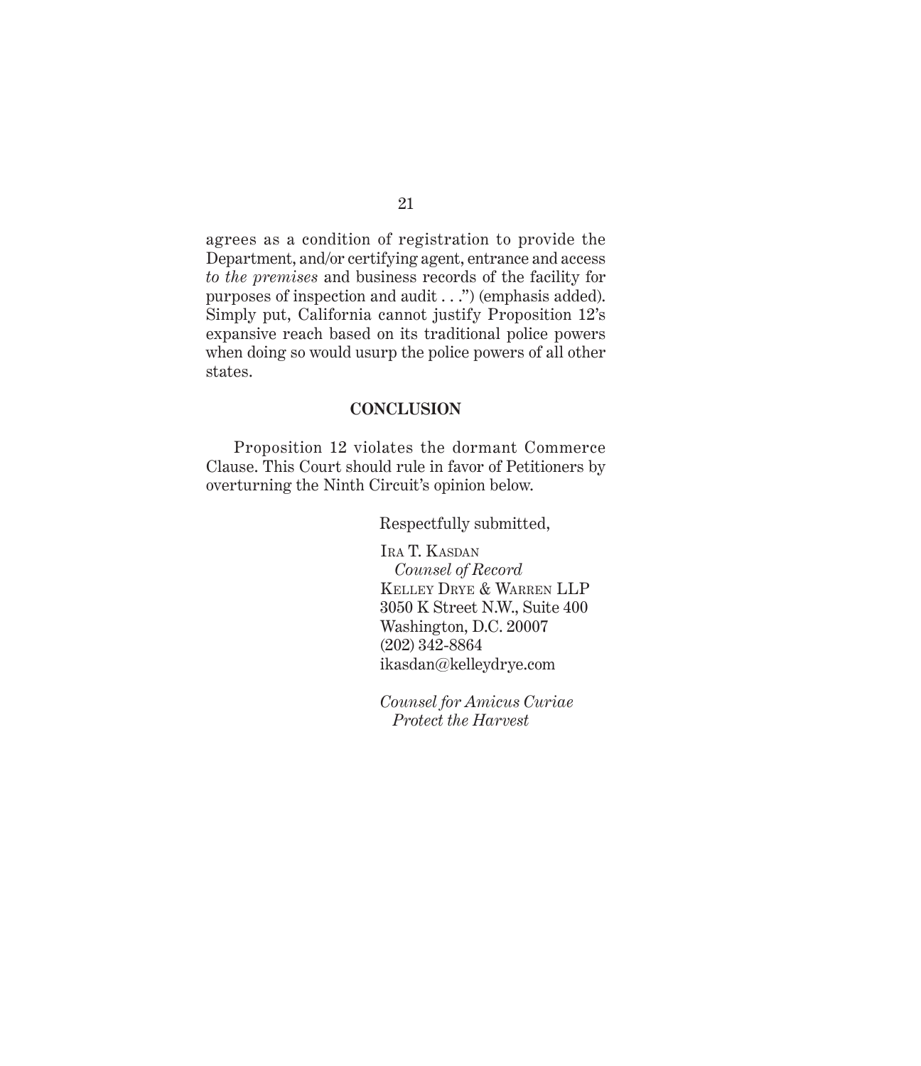agrees as a condition of registration to provide the Department, and/or certifying agent, entrance and access *to the premises* and business records of the facility for purposes of inspection and audit . . .") (emphasis added). Simply put, California cannot justify Proposition 12's expansive reach based on its traditional police powers when doing so would usurp the police powers of all other states.

## CONCLUSION

Proposition 12 violates the dormant Commerce Clause. This Court should rule in favor of Petitioners by overturning the Ninth Circuit's opinion below.

Respectfully submitted,

IRA T. KASDAN
*Counsel of Record*
KELLEY DRYE & WARREN LLP
3050 K Street N.W., Suite 400
Washington, D.C. 20007
(202) 342-8864
ikasdan@kelleydrye.com

*Counsel for Amicus Curiae Protect the Harvest*